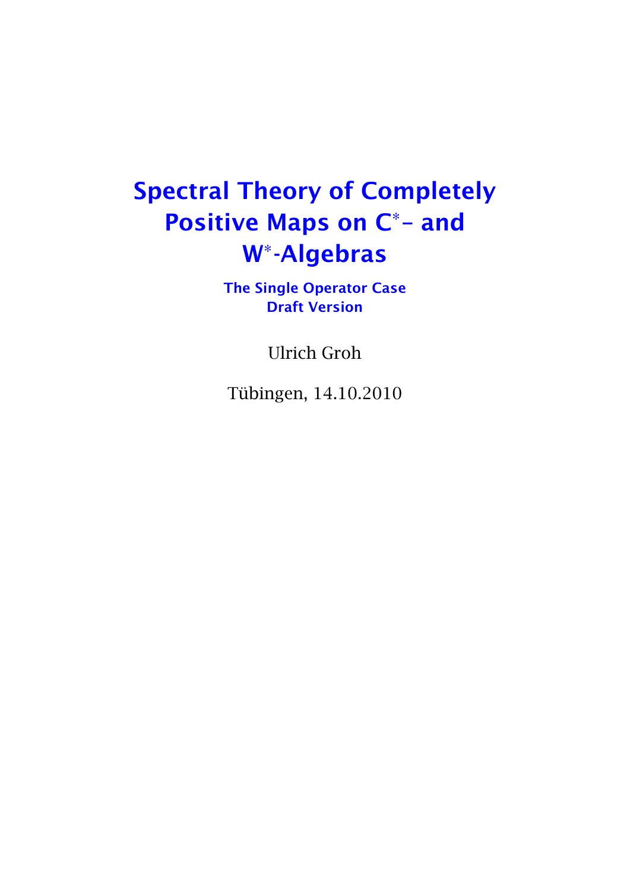# Spectral Theory of Completely Positive Maps on $C^*$- and $W^*$-Algebras

### The Single Operator Case
### Draft Version

Ulrich Groh

Tübingen, 14.10.2010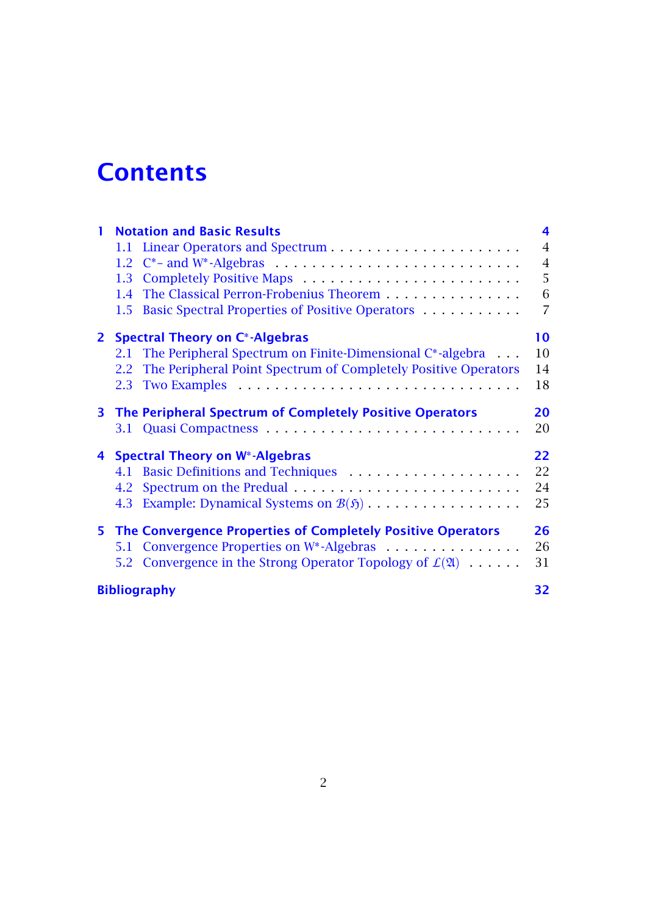# Contents

**1 Notation and Basic Results** — **4**
- 1.1 Linear Operators and Spectrum — 4
- 1.2 C*- and W*-Algebras — 4
- 1.3 Completely Positive Maps — 5
- 1.4 The Classical Perron-Frobenius Theorem — 6
- 1.5 Basic Spectral Properties of Positive Operators — 7

**2 Spectral Theory on C*-Algebras** — **10**
- 2.1 The Peripheral Spectrum on Finite-Dimensional C*-algebra — 10
- 2.2 The Peripheral Point Spectrum of Completely Positive Operators — 14
- 2.3 Two Examples — 18

**3 The Peripheral Spectrum of Completely Positive Operators** — **20**
- 3.1 Quasi Compactness — 20

**4 Spectral Theory on W*-Algebras** — **22**
- 4.1 Basic Definitions and Techniques — 22
- 4.2 Spectrum on the Predual — 24
- 4.3 Example: Dynamical Systems on $\mathcal{B}(\mathfrak{H})$ — 25

**5 The Convergence Properties of Completely Positive Operators** — **26**
- 5.1 Convergence Properties on W*-Algebras — 26
- 5.2 Convergence in the Strong Operator Topology of $\mathcal{L}(\mathfrak{A})$ — 31

**Bibliography** — **32**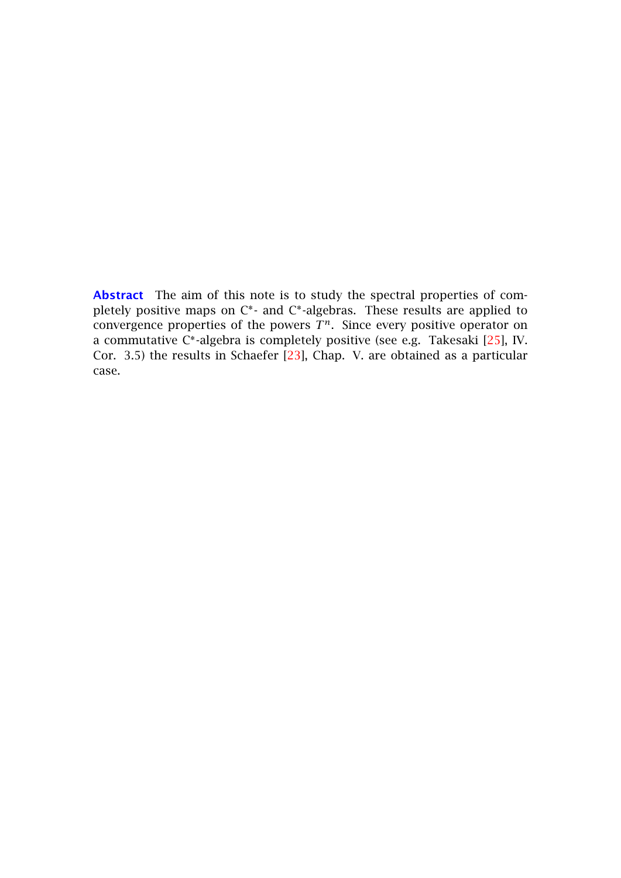**Abstract** The aim of this note is to study the spectral properties of completely positive maps on C*- and C*-algebras. These results are applied to convergence properties of the powers $T^n$. Since every positive operator on a commutative C*-algebra is completely positive (see e.g. Takesaki [25], IV. Cor. 3.5) the results in Schaefer [23], Chap. V. are obtained as a particular case.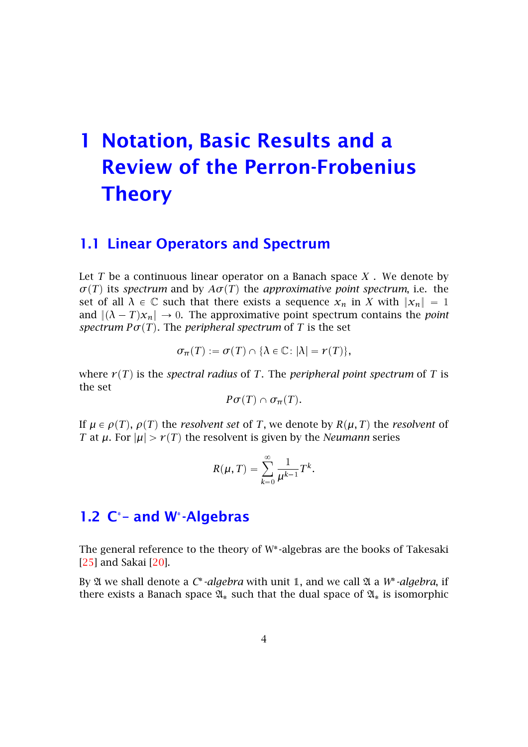# 1 Notation, Basic Results and a Review of the Perron-Frobenius Theory

## 1.1 Linear Operators and Spectrum

Let $T$ be a continuous linear operator on a Banach space $X$. We denote by $\sigma(T)$ its *spectrum* and by $A\sigma(T)$ the *approximative point spectrum*, i.e. the set of all $\lambda \in \mathbb{C}$ such that there exists a sequence $x_n$ in $X$ with $\|x_n\| = 1$ and $\|(\lambda - T)x_n\| \to 0$. The approximative point spectrum contains the *point spectrum* $P\sigma(T)$. The *peripheral spectrum* of $T$ is the set

$$\sigma_\pi(T) := \sigma(T) \cap \{\lambda \in \mathbb{C} \colon |\lambda| = r(T)\},$$

where $r(T)$ is the *spectral radius* of $T$. The *peripheral point spectrum* of $T$ is the set

$$P\sigma(T) \cap \sigma_\pi(T).$$

If $\mu \in \rho(T)$, $\rho(T)$ the *resolvent set* of $T$, we denote by $R(\mu, T)$ the *resolvent* of $T$ at $\mu$. For $|\mu| > r(T)$ the resolvent is given by the *Neumann* series

$$R(\mu, T) = \sum_{k=0}^{\infty} \frac{1}{\mu^{k-1}} T^k.$$

## 1.2 C*– and W*-Algebras

The general reference to the theory of W*-algebras are the books of Takesaki [25] and Sakai [20].

By $\mathfrak{A}$ we shall denote a *C*-algebra* with unit $\mathbb{1}$, and we call $\mathfrak{A}$ a *W*-algebra*, if there exists a Banach space $\mathfrak{A}_*$ such that the dual space of $\mathfrak{A}_*$ is isomorphic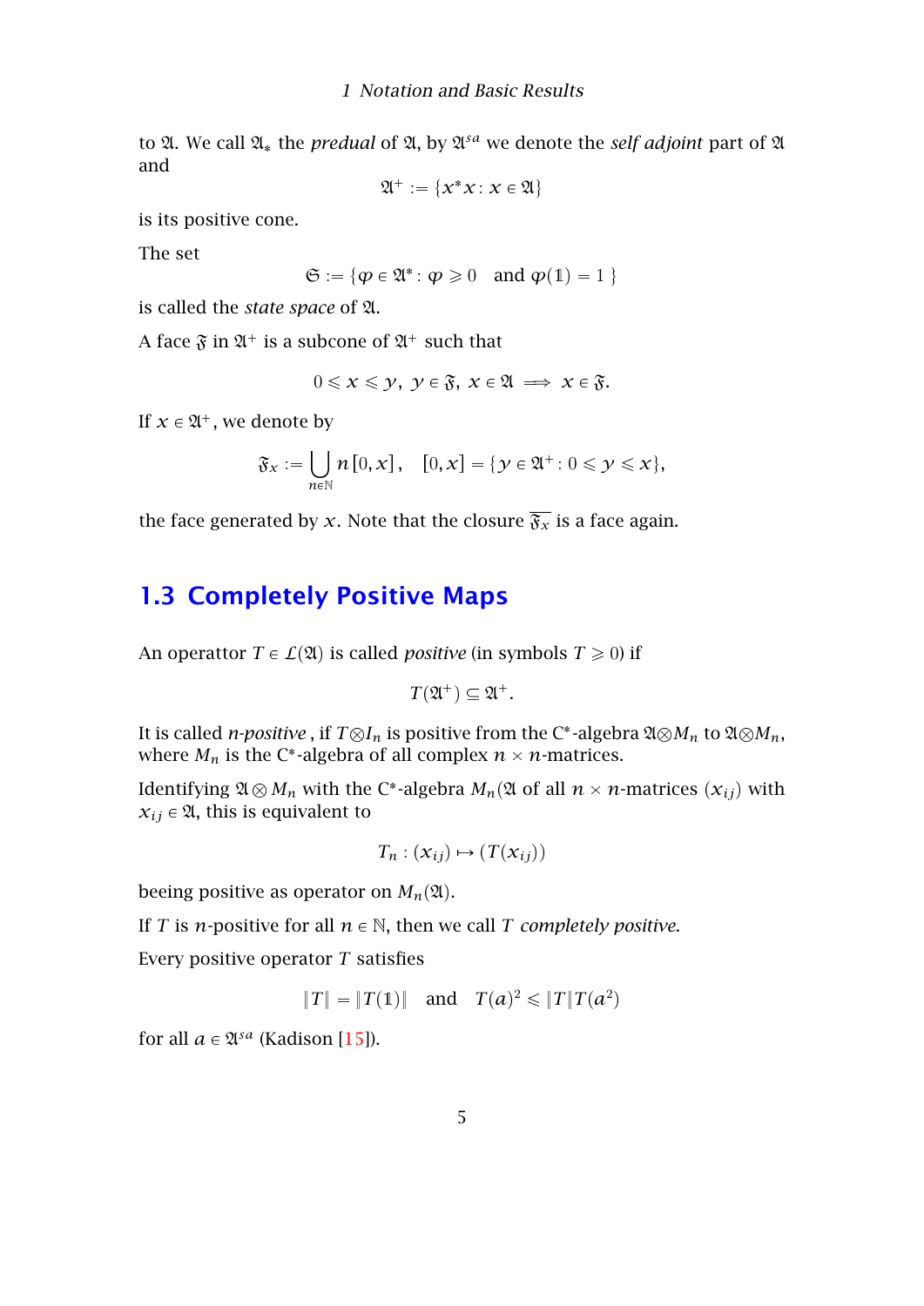to $\mathfrak{A}$. We call $\mathfrak{A}_*$ the *predual* of $\mathfrak{A}$, by $\mathfrak{A}^{sa}$ we denote the *self adjoint* part of $\mathfrak{A}$ and

$$\mathfrak{A}^+ := \{x^* x : x \in \mathfrak{A}\}$$

is its positive cone.

The set

$$\mathfrak{S} := \{\varphi \in \mathfrak{A}^* : \varphi \geqslant 0 \quad \text{and } \varphi(\mathbb{1}) = 1\}$$

is called the *state space* of $\mathfrak{A}$.

A face $\mathfrak{F}$ in $\mathfrak{A}^+$ is a subcone of $\mathfrak{A}^+$ such that

$$0 \leqslant x \leqslant y,\ y \in \mathfrak{F},\ x \in \mathfrak{A} \implies x \in \mathfrak{F}.$$

If $x \in \mathfrak{A}^+$, we denote by

$$\mathfrak{F}_x := \bigcup_{n \in \mathbb{N}} n\,[0,x]\,, \quad [0,x] = \{y \in \mathfrak{A}^+ : 0 \leqslant y \leqslant x\},$$

the face generated by $x$. Note that the closure $\overline{\mathfrak{F}_x}$ is a face again.

## 1.3 Completely Positive Maps

An operattor $T \in \mathcal{L}(\mathfrak{A})$ is called *positive* (in symbols $T \geqslant 0$) if

$$T(\mathfrak{A}^+) \subseteq \mathfrak{A}^+.$$

It is called *n-positive* , if $T \otimes I_n$ is positive from the C*-algebra $\mathfrak{A} \otimes M_n$ to $\mathfrak{A} \otimes M_n$, where $M_n$ is the C*-algebra of all complex $n \times n$-matrices.

Identifying $\mathfrak{A} \otimes M_n$ with the C*-algebra $M_n(\mathfrak{A}$ of all $n \times n$-matrices $(x_{ij})$ with $x_{ij} \in \mathfrak{A}$, this is equivalent to

$$T_n : (x_{ij}) \mapsto (T(x_{ij}))$$

beeing positive as operator on $M_n(\mathfrak{A})$.

If $T$ is $n$-positive for all $n \in \mathbb{N}$, then we call $T$ *completely positive.*

Every positive operator $T$ satisfies

$$\|T\| = \|T(\mathbb{1})\| \quad \text{and} \quad T(a)^2 \leqslant \|T\| T(a^2)$$

for all $a \in \mathfrak{A}^{sa}$ (Kadison [15]).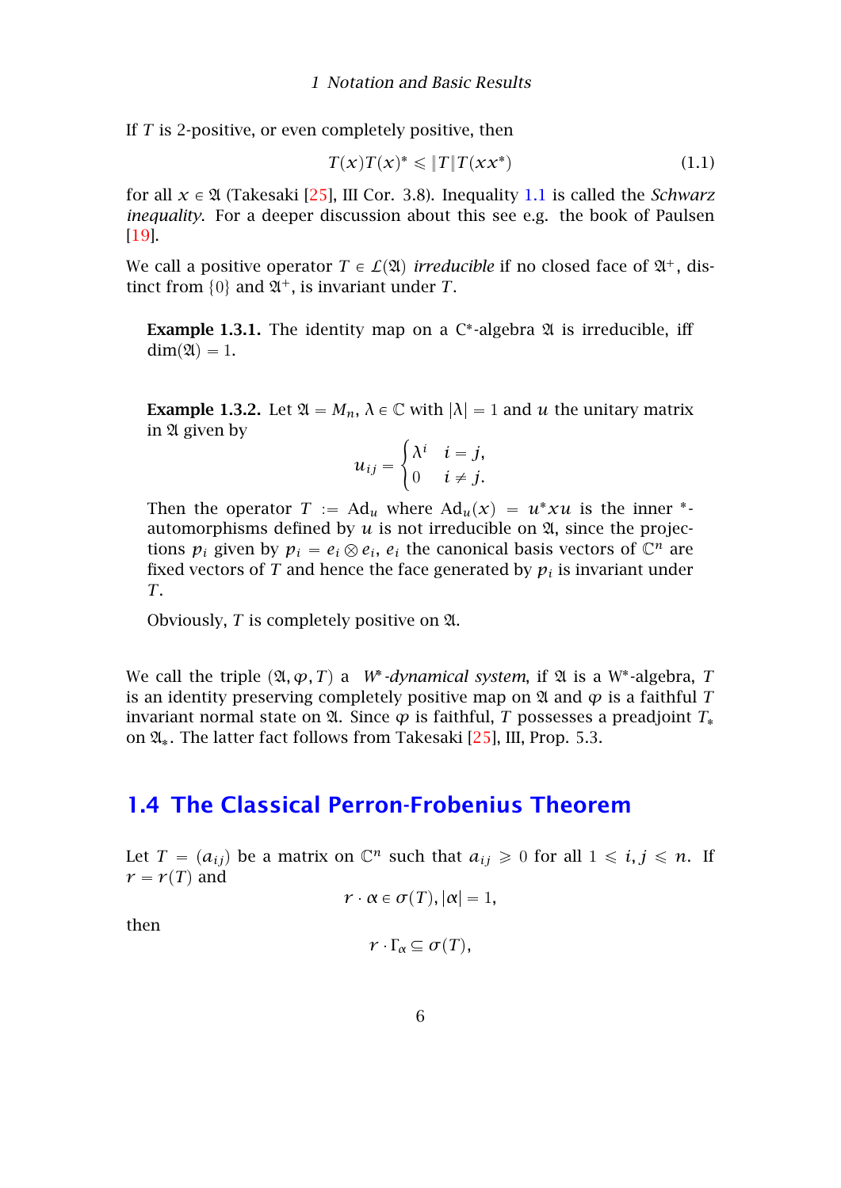If $T$ is 2-positive, or even completely positive, then

$$T(x)T(x)^* \leqslant \|T\|T(xx^*) \tag{1.1}$$

for all $x \in \mathfrak{A}$ (Takesaki [25], III Cor. 3.8). Inequality 1.1 is called the *Schwarz inequality*. For a deeper discussion about this see e.g. the book of Paulsen [19].

We call a positive operator $T \in \mathcal{L}(\mathfrak{A})$ *irreducible* if no closed face of $\mathfrak{A}^+$, distinct from $\{0\}$ and $\mathfrak{A}^+$, is invariant under $T$.

**Example 1.3.1.** The identity map on a C*-algebra $\mathfrak{A}$ is irreducible, iff $\dim(\mathfrak{A}) = 1$.

**Example 1.3.2.** Let $\mathfrak{A} = M_n$, $\lambda \in \mathbb{C}$ with $|\lambda| = 1$ and $u$ the unitary matrix in $\mathfrak{A}$ given by

$$u_{ij} = \begin{cases} \lambda^i & i = j, \\ 0 & i \neq j. \end{cases}$$

Then the operator $T := \mathrm{Ad}_u$ where $\mathrm{Ad}_u(x) = u^*xu$ is the inner *-automorphisms defined by $u$ is not irreducible on $\mathfrak{A}$, since the projections $p_i$ given by $p_i = e_i \otimes e_i$, $e_i$ the canonical basis vectors of $\mathbb{C}^n$ are fixed vectors of $T$ and hence the face generated by $p_i$ is invariant under $T$.

Obviously, $T$ is completely positive on $\mathfrak{A}$.

We call the triple $(\mathfrak{A}, \varphi, T)$ a *W*-dynamical system*, if $\mathfrak{A}$ is a W*-algebra, $T$ is an identity preserving completely positive map on $\mathfrak{A}$ and $\varphi$ is a faithful $T$ invariant normal state on $\mathfrak{A}$. Since $\varphi$ is faithful, $T$ possesses a preadjoint $T_*$ on $\mathfrak{A}_*$. The latter fact follows from Takesaki [25], III, Prop. 5.3.

## 1.4 The Classical Perron-Frobenius Theorem

Let $T = (a_{ij})$ be a matrix on $\mathbb{C}^n$ such that $a_{ij} \geqslant 0$ for all $1 \leqslant i, j \leqslant n$. If $r = r(T)$ and

$$r \cdot \alpha \in \sigma(T), |\alpha| = 1,$$

then

$$r \cdot \Gamma_\alpha \subseteq \sigma(T),$$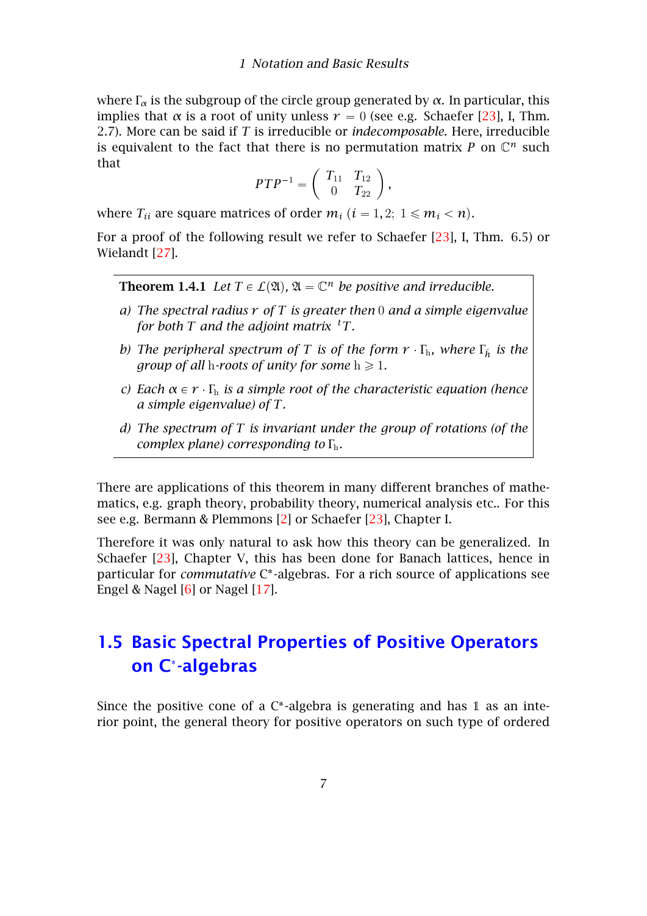where $\Gamma_\alpha$ is the subgroup of the circle group generated by $\alpha$. In particular, this implies that $\alpha$ is a root of unity unless $r = 0$ (see e.g. Schaefer [23], I, Thm. 2.7). More can be said if $T$ is irreducible or *indecomposable*. Here, irreducible is equivalent to the fact that there is no permutation matrix $P$ on $\mathbb{C}^n$ such that

$$PTP^{-1} = \begin{pmatrix} T_{11} & T_{12} \\ 0 & T_{22} \end{pmatrix},$$

where $T_{ii}$ are square matrices of order $m_i$ $(i = 1, 2;\ 1 \leqslant m_i < n)$.

For a proof of the following result we refer to Schaefer [23], I, Thm. 6.5) or Wielandt [27].

**Theorem 1.4.1** *Let $T \in \mathcal{L}(\mathfrak{A})$, $\mathfrak{A} = \mathbb{C}^n$ be positive and irreducible.*

*a) The spectral radius $r$ of $T$ is greater then $0$ and a simple eigenvalue for both $T$ and the adjoint matrix ${}^tT$.*

*b) The peripheral spectrum of $T$ is of the form $r \cdot \Gamma_{\mathrm{h}}$, where $\Gamma_{\tilde{h}}$ is the group of all $\mathrm{h}$-roots of unity for some $\mathrm{h} \geqslant 1$.*

*c) Each $\alpha \in r \cdot \Gamma_{\mathrm{h}}$ is a simple root of the characteristic equation (hence a simple eigenvalue) of $T$.*

*d) The spectrum of $T$ is invariant under the group of rotations (of the complex plane) corresponding to $\Gamma_{\mathrm{h}}$.*

There are applications of this theorem in many different branches of mathematics, e.g. graph theory, probability theory, numerical analysis etc.. For this see e.g. Bermann & Plemmons [2] or Schaefer [23], Chapter I.

Therefore it was only natural to ask how this theory can be generalized. In Schaefer [23], Chapter V, this has been done for Banach lattices, hence in particular for *commutative* C*-algebras. For a rich source of applications see Engel & Nagel [6] or Nagel [17].

## 1.5 Basic Spectral Properties of Positive Operators on C*-algebras

Since the positive cone of a C*-algebra is generating and has $\mathbb{1}$ as an interior point, the general theory for positive operators on such type of ordered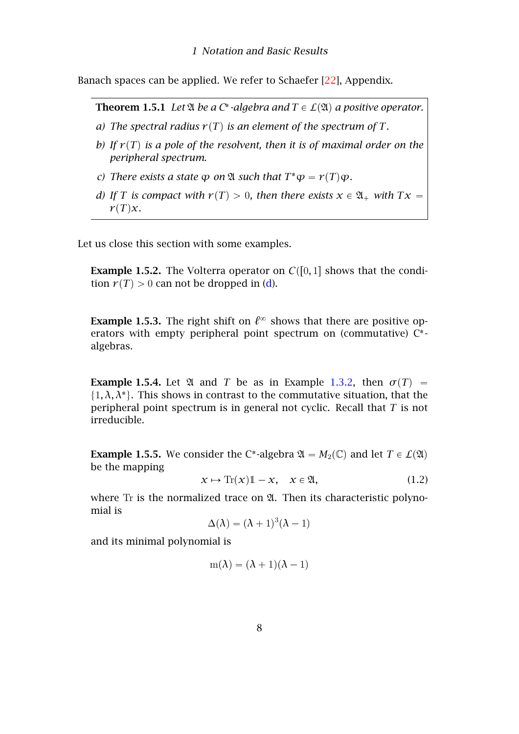Banach spaces can be applied. We refer to Schaefer [22], Appendix.

**Theorem 1.5.1** *Let $\mathfrak{A}$ be a C\*-algebra and $T \in \mathcal{L}(\mathfrak{A})$ a positive operator.*

*a) The spectral radius $r(T)$ is an element of the spectrum of $T$.*

*b) If $r(T)$ is a pole of the resolvent, then it is of maximal order on the peripheral spectrum.*

*c) There exists a state $\varphi$ on $\mathfrak{A}$ such that $T^*\varphi = r(T)\varphi$.*

*d) If $T$ is compact with $r(T) > 0$, then there exists $x \in \mathfrak{A}_+$ with $Tx = r(T)x$.*

Let us close this section with some examples.

**Example 1.5.2.** The Volterra operator on $C([0,1]$ shows that the condition $r(T) > 0$ can not be dropped in (d).

**Example 1.5.3.** The right shift on $\ell^\infty$ shows that there are positive operators with empty peripheral point spectrum on (commutative) C\*-algebras.

**Example 1.5.4.** Let $\mathfrak{A}$ and $T$ be as in Example 1.3.2, then $\sigma(T) = \{1, \lambda, \lambda^*\}$. This shows in contrast to the commutative situation, that the peripheral point spectrum is in general not cyclic. Recall that $T$ is not irreducible.

**Example 1.5.5.** We consider the C\*-algebra $\mathfrak{A} = M_2(\mathbb{C})$ and let $T \in \mathcal{L}(\mathfrak{A})$ be the mapping

$$x \mapsto \mathrm{Tr}(x)\mathbb{1} - x, \quad x \in \mathfrak{A}, \tag{1.2}$$

where $\mathrm{Tr}$ is the normalized trace on $\mathfrak{A}$. Then its characteristic polynomial is

$$\Delta(\lambda) = (\lambda + 1)^3(\lambda - 1)$$

and its minimal polynomial is

$$\mathrm{m}(\lambda) = (\lambda + 1)(\lambda - 1)$$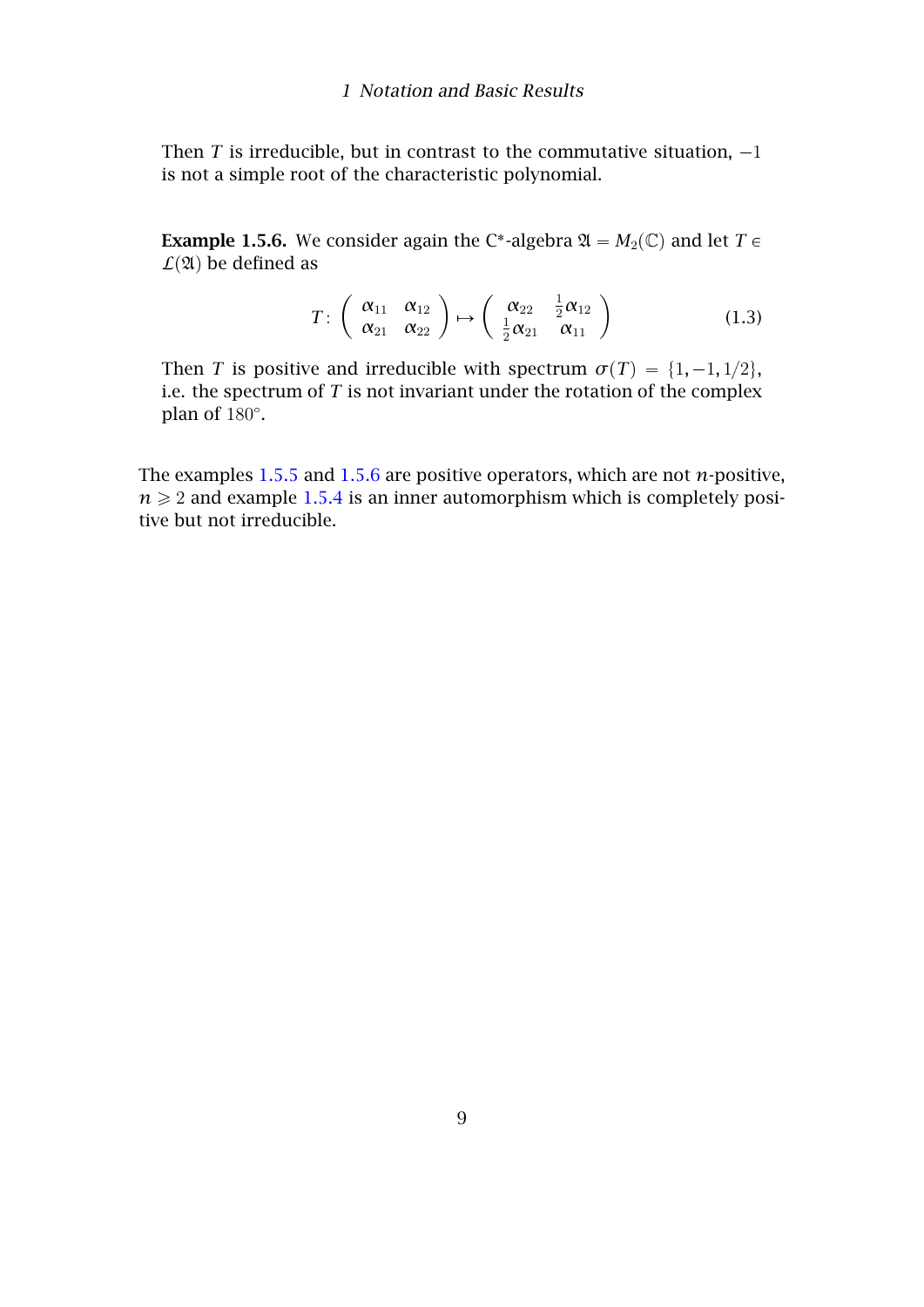Then $T$ is irreducible, but in contrast to the commutative situation, $-1$ is not a simple root of the characteristic polynomial.

**Example 1.5.6.** We consider again the C*-algebra $\mathfrak{A} = M_2(\mathbb{C})$ and let $T \in \mathcal{L}(\mathfrak{A})$ be defined as

$$T\colon \begin{pmatrix} \alpha_{11} & \alpha_{12} \\ \alpha_{21} & \alpha_{22} \end{pmatrix} \mapsto \begin{pmatrix} \alpha_{22} & \frac{1}{2}\alpha_{12} \\ \frac{1}{2}\alpha_{21} & \alpha_{11} \end{pmatrix} \tag{1.3}$$

Then $T$ is positive and irreducible with spectrum $\sigma(T) = \{1, -1, 1/2\}$, i.e. the spectrum of $T$ is not invariant under the rotation of the complex plan of $180°$.

The examples 1.5.5 and 1.5.6 are positive operators, which are not $n$-positive, $n \geqslant 2$ and example 1.5.4 is an inner automorphism which is completely positive but not irreducible.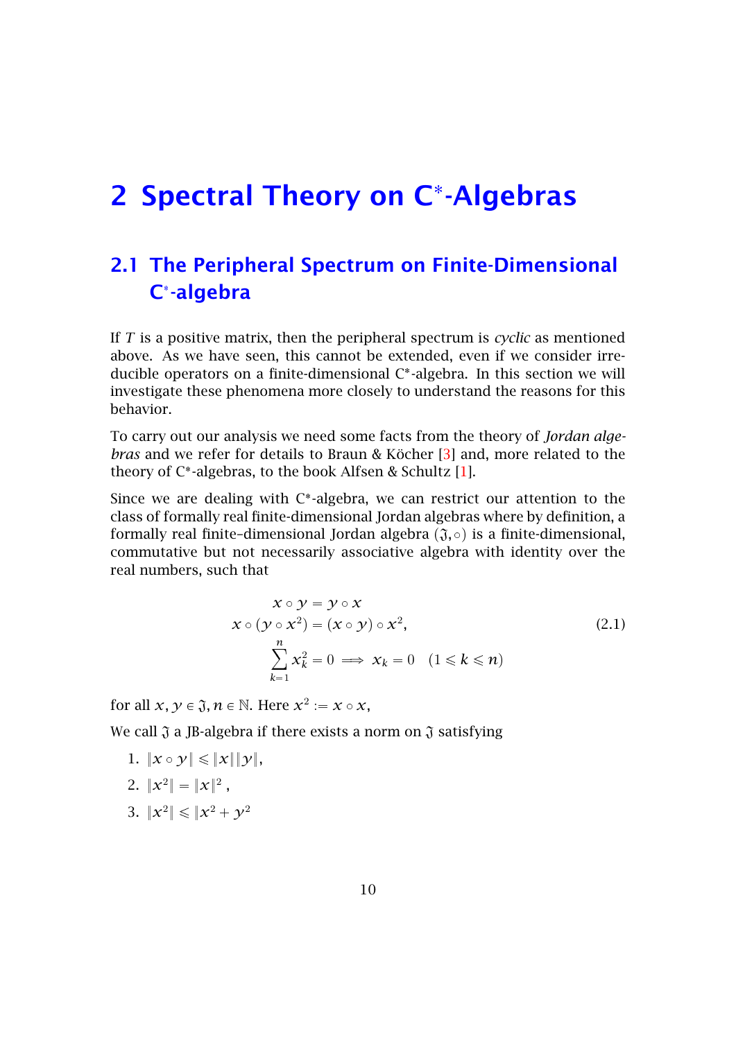# 2 Spectral Theory on C*-Algebras

## 2.1 The Peripheral Spectrum on Finite-Dimensional C*-algebra

If $T$ is a positive matrix, then the peripheral spectrum is *cyclic* as mentioned above. As we have seen, this cannot be extended, even if we consider irreducible operators on a finite-dimensional C*-algebra. In this section we will investigate these phenomena more closely to understand the reasons for this behavior.

To carry out our analysis we need some facts from the theory of *Jordan algebras* and we refer for details to Braun & Köcher [3] and, more related to the theory of C*-algebras, to the book Alfsen & Schultz [1].

Since we are dealing with C*-algebra, we can restrict our attention to the class of formally real finite-dimensional Jordan algebras where by definition, a formally real finite–dimensional Jordan algebra $(\mathfrak{J}, \circ)$ is a finite-dimensional, commutative but not necessarily associative algebra with identity over the real numbers, such that

$$
\begin{aligned}
x \circ y &= y \circ x \\
x \circ (y \circ x^2) &= (x \circ y) \circ x^2, \\
\sum_{k=1}^{n} x_k^2 = 0 &\implies x_k = 0 \quad (1 \leqslant k \leqslant n)
\end{aligned}
\tag{2.1}
$$

for all $x, y \in \mathfrak{J}, n \in \mathbb{N}$. Here $x^2 := x \circ x$,

We call $\mathfrak{J}$ a JB-algebra if there exists a norm on $\mathfrak{J}$ satisfying

1. $\|x \circ y\| \leqslant \|x\| \|y\|$,
2. $\|x^2\| = \|x\|^2$ ,
3. $\|x^2\| \leqslant \|x^2 + y^2$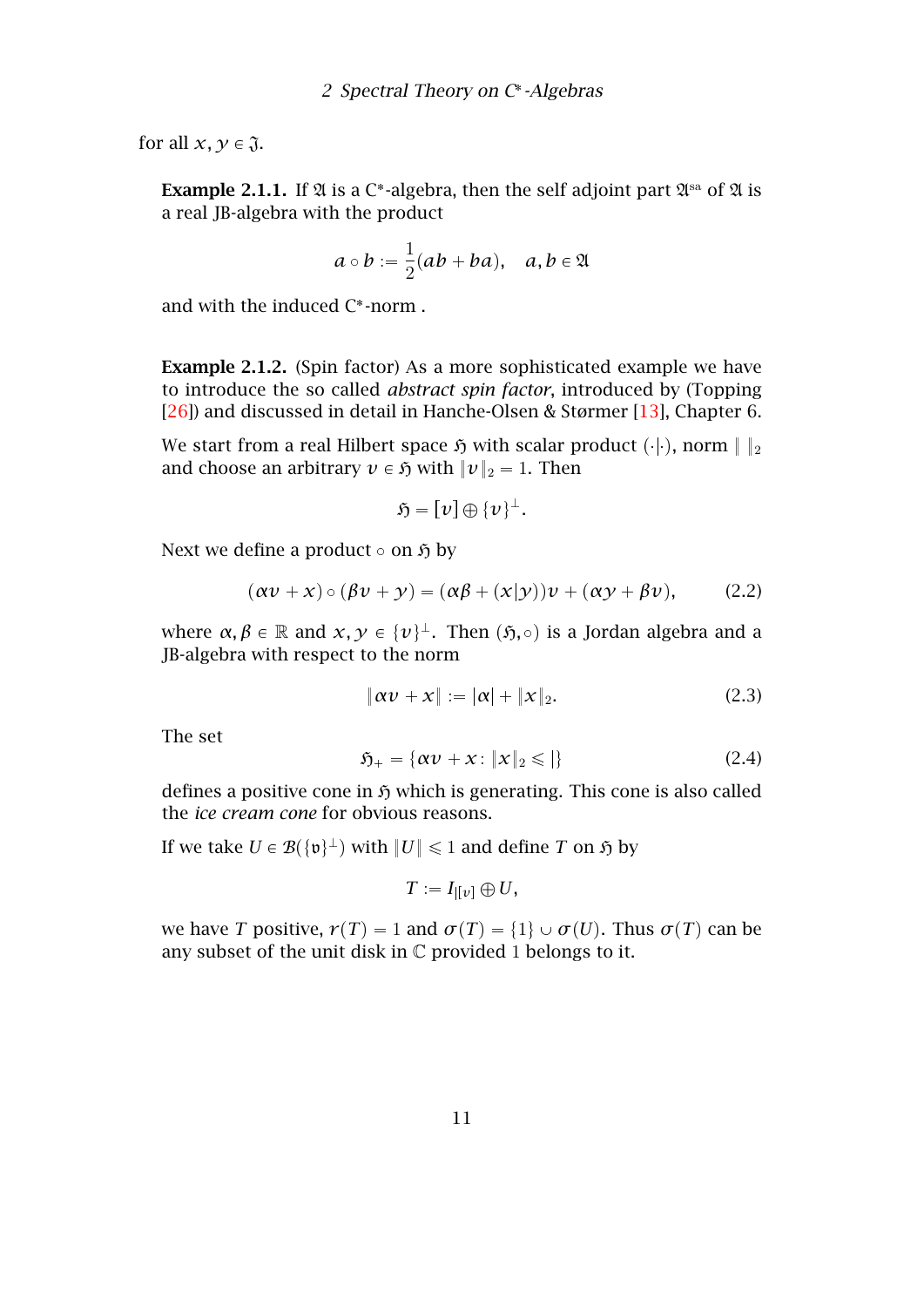for all $x, y \in \mathfrak{J}$.

**Example 2.1.1.** If $\mathfrak{A}$ is a C*-algebra, then the self adjoint part $\mathfrak{A}^{sa}$ of $\mathfrak{A}$ is a real JB-algebra with the product

$$a \circ b := \frac{1}{2}(ab + ba), \quad a, b \in \mathfrak{A}$$

and with the induced C*-norm .

**Example 2.1.2.** (Spin factor) As a more sophisticated example we have to introduce the so called *abstract spin factor*, introduced by (Topping [26]) and discussed in detail in Hanche-Olsen & Størmer [13], Chapter 6.

We start from a real Hilbert space $\mathfrak{H}$ with scalar product $(\cdot|\cdot)$, norm $\| \ \|_2$ and choose an arbitrary $v \in \mathfrak{H}$ with $\|v\|_2 = 1$. Then

$$\mathfrak{H} = [v] \oplus \{v\}^{\perp}.$$

Next we define a product $\circ$ on $\mathfrak{H}$ by

$$(\alpha v + x) \circ (\beta v + y) = (\alpha\beta + (x|y))v + (\alpha y + \beta v), \tag{2.2}$$

where $\alpha, \beta \in \mathbb{R}$ and $x, y \in \{v\}^{\perp}$. Then $(\mathfrak{H}, \circ)$ is a Jordan algebra and a JB-algebra with respect to the norm

$$\|\alpha v + x\| := |\alpha| + \|x\|_2. \tag{2.3}$$

The set

$$\mathfrak{H}_+ = \{\alpha v + x \colon \|x\|_2 \leqslant |\} \tag{2.4}$$

defines a positive cone in $\mathfrak{H}$ which is generating. This cone is also called the *ice cream cone* for obvious reasons.

If we take $U \in \mathcal{B}(\{\mathfrak{v}\}^{\perp})$ with $\|U\| \leqslant 1$ and define $T$ on $\mathfrak{H}$ by

$$T := I_{|[v]} \oplus U,$$

we have $T$ positive, $r(T) = 1$ and $\sigma(T) = \{1\} \cup \sigma(U)$. Thus $\sigma(T)$ can be any subset of the unit disk in $\mathbb{C}$ provided 1 belongs to it.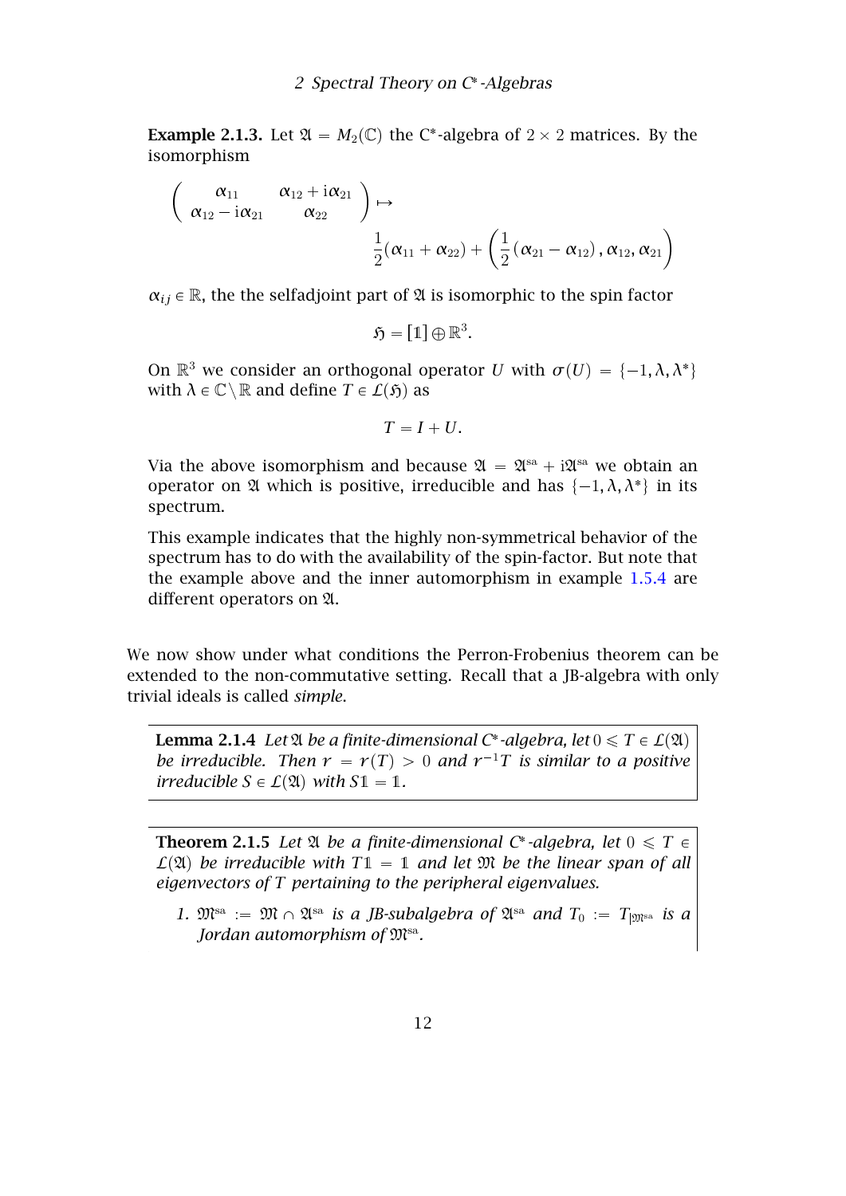**Example 2.1.3.** Let $\mathfrak{A} = M_2(\mathbb{C})$ the C*-algebra of $2 \times 2$ matrices. By the isomorphism

$$\begin{pmatrix} \alpha_{11} & \alpha_{12} + i\alpha_{21} \\ \alpha_{12} - i\alpha_{21} & \alpha_{22} \end{pmatrix} \mapsto \frac{1}{2}(\alpha_{11} + \alpha_{22}) + \left( \frac{1}{2}(\alpha_{21} - \alpha_{12}), \alpha_{12}, \alpha_{21} \right)$$

$\alpha_{ij} \in \mathbb{R}$, the the selfadjoint part of $\mathfrak{A}$ is isomorphic to the spin factor

$$\mathfrak{H} = [\mathbb{1}] \oplus \mathbb{R}^3.$$

On $\mathbb{R}^3$ we consider an orthogonal operator $U$ with $\sigma(U) = \{-1, \lambda, \lambda^*\}$ with $\lambda \in \mathbb{C} \setminus \mathbb{R}$ and define $T \in \mathcal{L}(\mathfrak{H})$ as

$$T = I + U.$$

Via the above isomorphism and because $\mathfrak{A} = \mathfrak{A}^{\text{sa}} + i\mathfrak{A}^{\text{sa}}$ we obtain an operator on $\mathfrak{A}$ which is positive, irreducible and has $\{-1, \lambda, \lambda^*\}$ in its spectrum.

This example indicates that the highly non-symmetrical behavior of the spectrum has to do with the availability of the spin-factor. But note that the example above and the inner automorphism in example 1.5.4 are different operators on $\mathfrak{A}$.

We now show under what conditions the Perron-Frobenius theorem can be extended to the non-commutative setting. Recall that a JB-algebra with only trivial ideals is called *simple*.

**Lemma 2.1.4** *Let $\mathfrak{A}$ be a finite-dimensional C*-algebra, let $0 \leqslant T \in \mathcal{L}(\mathfrak{A})$ be irreducible. Then $r = r(T) > 0$ and $r^{-1}T$ is similar to a positive irreducible $S \in \mathcal{L}(\mathfrak{A})$ with $S\mathbb{1} = \mathbb{1}$.*

**Theorem 2.1.5** *Let $\mathfrak{A}$ be a finite-dimensional C*-algebra, let $0 \leqslant T \in \mathcal{L}(\mathfrak{A})$ be irreducible with $T\mathbb{1} = \mathbb{1}$ and let $\mathfrak{M}$ be the linear span of all eigenvectors of $T$ pertaining to the peripheral eigenvalues.*

1. *$\mathfrak{M}^{\text{sa}} := \mathfrak{M} \cap \mathfrak{A}^{\text{sa}}$ is a JB-subalgebra of $\mathfrak{A}^{\text{sa}}$ and $T_0 := T_{|\mathfrak{M}^{\text{sa}}}$ is a Jordan automorphism of $\mathfrak{M}^{\text{sa}}$.*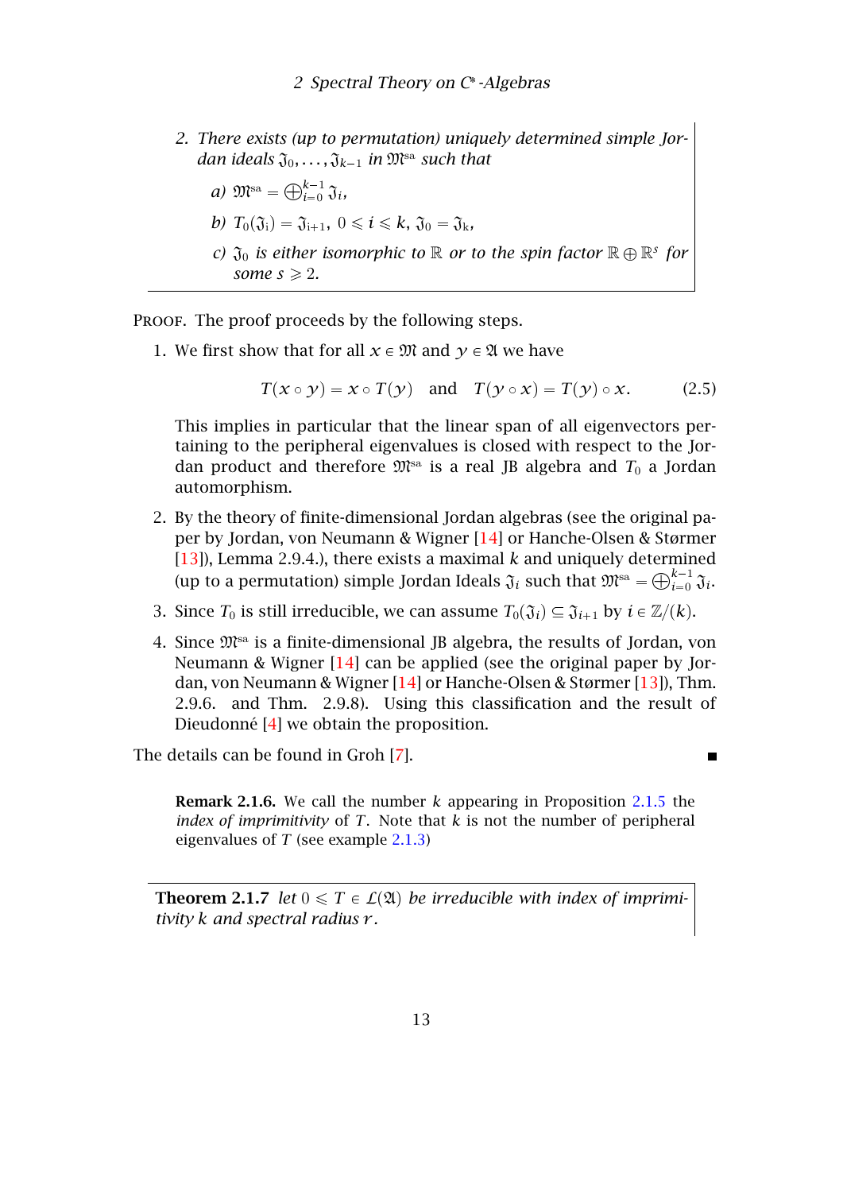2. *There exists (up to permutation) uniquely determined simple Jordan ideals $\mathfrak{J}_0, \ldots, \mathfrak{J}_{k-1}$ in $\mathfrak{M}^{\mathrm{sa}}$ such that*

   *a)* $\mathfrak{M}^{\mathrm{sa}} = \bigoplus_{i=0}^{k-1} \mathfrak{J}_i$*,*

   *b)* $T_0(\mathfrak{J}_{\mathrm{i}}) = \mathfrak{J}_{\mathrm{i}+1}$*,* $0 \leqslant i \leqslant k$*,* $\mathfrak{J}_0 = \mathfrak{J}_{\mathrm{k}}$*,*

   *c)* $\mathfrak{J}_0$ *is either isomorphic to* $\mathbb{R}$ *or to the spin factor* $\mathbb{R} \oplus \mathbb{R}^s$ *for some* $s \geqslant 2$*.*

Proof. The proof proceeds by the following steps.

1. We first show that for all $x \in \mathfrak{M}$ and $y \in \mathfrak{A}$ we have

$$T(x \circ y) = x \circ T(y) \quad \text{and} \quad T(y \circ x) = T(y) \circ x. \tag{2.5}$$

   This implies in particular that the linear span of all eigenvectors pertaining to the peripheral eigenvalues is closed with respect to the Jordan product and therefore $\mathfrak{M}^{\mathrm{sa}}$ is a real JB algebra and $T_0$ a Jordan automorphism.

2. By the theory of finite-dimensional Jordan algebras (see the original paper by Jordan, von Neumann & Wigner [14] or Hanche-Olsen & Størmer [13]), Lemma 2.9.4.), there exists a maximal $k$ and uniquely determined (up to a permutation) simple Jordan Ideals $\mathfrak{J}_i$ such that $\mathfrak{M}^{\mathrm{sa}} = \bigoplus_{i=0}^{k-1} \mathfrak{J}_i$.

3. Since $T_0$ is still irreducible, we can assume $T_0(\mathfrak{J}_i) \subseteq \mathfrak{J}_{i+1}$ by $i \in \mathbb{Z}/(k)$.

4. Since $\mathfrak{M}^{\mathrm{sa}}$ is a finite-dimensional JB algebra, the results of Jordan, von Neumann & Wigner [14] can be applied (see the original paper by Jordan, von Neumann & Wigner [14] or Hanche-Olsen & Størmer [13]), Thm. 2.9.6. and Thm. 2.9.8). Using this classification and the result of Dieudonné [4] we obtain the proposition.

The details can be found in Groh [7]. ∎

**Remark 2.1.6.** We call the number $k$ appearing in Proposition 2.1.5 the *index of imprimitivity* of $T$. Note that $k$ is not the number of peripheral eigenvalues of $T$ (see example 2.1.3)

**Theorem 2.1.7** *let* $0 \leqslant T \in \mathcal{L}(\mathfrak{A})$ *be irreducible with index of imprimitivity* $k$ *and spectral radius* $r$*.*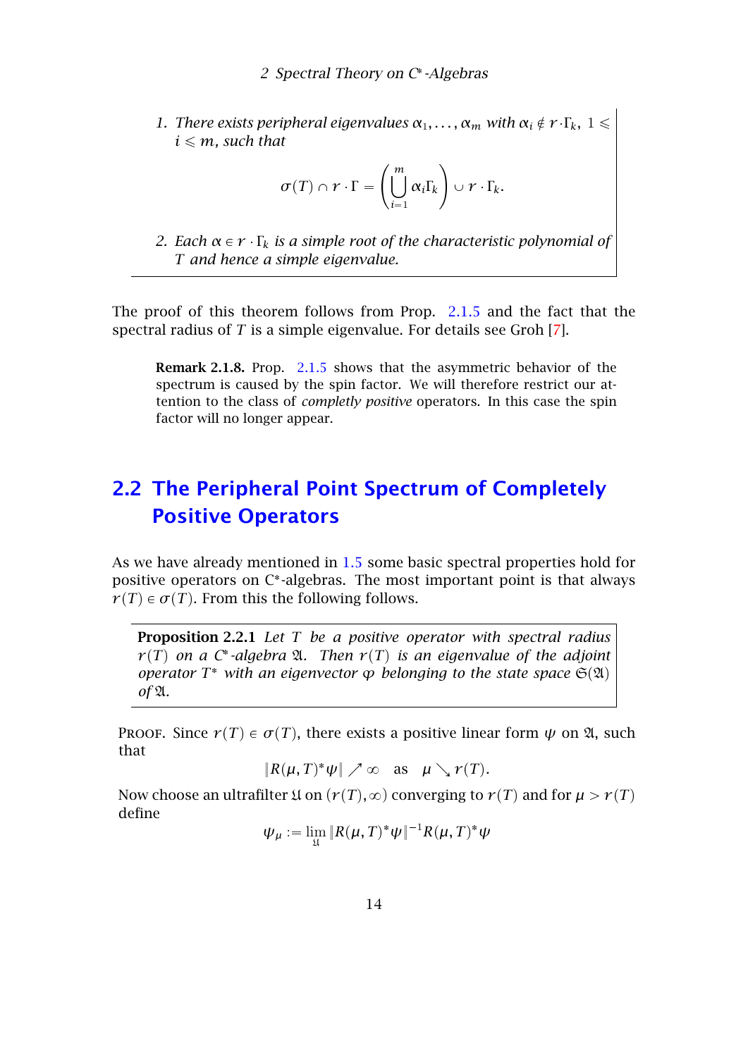1. *There exists peripheral eigenvalues $\alpha_1, \dots, \alpha_m$ with $\alpha_i \notin r \cdot \Gamma_k$, $1 \leqslant i \leqslant m$, such that*

$$\sigma(T) \cap r \cdot \Gamma = \left( \bigcup_{i=1}^{m} \alpha_i \Gamma_k \right) \cup r \cdot \Gamma_k.$$

2. *Each $\alpha \in r \cdot \Gamma_k$ is a simple root of the characteristic polynomial of $T$ and hence a simple eigenvalue.*

The proof of this theorem follows from Prop. 2.1.5 and the fact that the spectral radius of $T$ is a simple eigenvalue. For details see Groh [7].

> **Remark 2.1.8.** Prop. 2.1.5 shows that the asymmetric behavior of the spectrum is caused by the spin factor. We will therefore restrict our attention to the class of *complelty positive* operators. In this case the spin factor will no longer appear.

## 2.2 The Peripheral Point Spectrum of Completely Positive Operators

As we have already mentioned in 1.5 some basic spectral properties hold for positive operators on C*-algebras. The most important point is that always $r(T) \in \sigma(T)$. From this the following follows.

**Proposition 2.2.1** *Let $T$ be a positive operator with spectral radius $r(T)$ on a C*-algebra $\mathfrak{A}$. Then $r(T)$ is an eigenvalue of the adjoint operator $T^*$ with an eigenvector $\varphi$ belonging to the state space $\mathfrak{S}(\mathfrak{A})$ of $\mathfrak{A}$.*

Proof. Since $r(T) \in \sigma(T)$, there exists a positive linear form $\psi$ on $\mathfrak{A}$, such that

$$\|R(\mu, T)^* \psi\| \nearrow \infty \quad \text{as} \quad \mu \searrow r(T).$$

Now choose an ultrafilter $\mathfrak{U}$ on $(r(T), \infty)$ converging to $r(T)$ and for $\mu > r(T)$ define

$$\psi_\mu := \lim_{\mathfrak{U}} \|R(\mu, T)^* \psi\|^{-1} R(\mu, T)^* \psi$$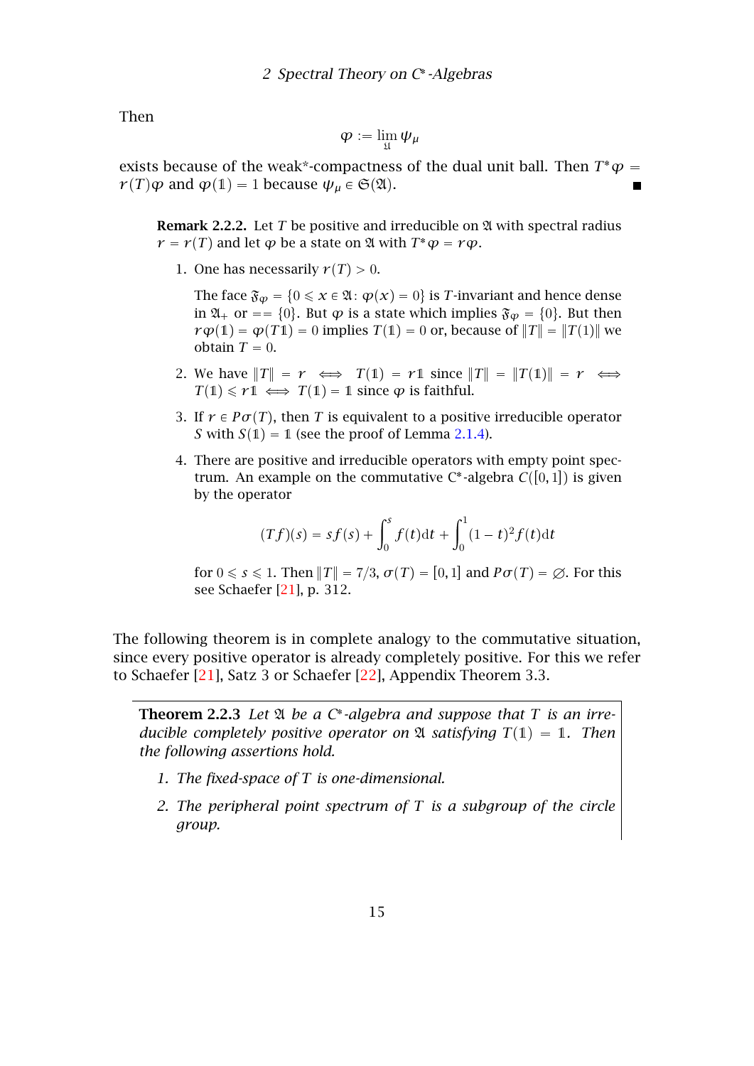Then

$$\varphi := \lim_{\mathfrak{U}} \psi_\mu$$

exists because of the weak*-compactness of the dual unit ball. Then $T^*\varphi = r(T)\varphi$ and $\varphi(\mathbb{1}) = 1$ because $\psi_\mu \in \mathfrak{S}(\mathfrak{A})$. ∎

**Remark 2.2.2.** Let $T$ be positive and irreducible on $\mathfrak{A}$ with spectral radius $r = r(T)$ and let $\varphi$ be a state on $\mathfrak{A}$ with $T^*\varphi = r\varphi$.

1. One has necessarily $r(T) > 0$.

   The face $\mathfrak{F}_\varphi = \{0 \leqslant x \in \mathfrak{A} \colon \varphi(x) = 0\}$ is $T$-invariant and hence dense in $\mathfrak{A}_+$ or $== \{0\}$. But $\varphi$ is a state which implies $\mathfrak{F}_\varphi = \{0\}$. But then $r\varphi(\mathbb{1}) = \varphi(T\mathbb{1}) = 0$ implies $T(\mathbb{1}) = 0$ or, because of $\|T\| = \|T(1)\|$ we obtain $T = 0$.

2. We have $\|T\| = r \iff T(\mathbb{1}) = r\mathbb{1}$ since $\|T\| = \|T(\mathbb{1})\| = r \iff T(\mathbb{1}) \leqslant r\mathbb{1} \iff T(\mathbb{1}) = \mathbb{1}$ since $\varphi$ is faithful.

3. If $r \in P\sigma(T)$, then $T$ is equivalent to a positive irreducible operator $S$ with $S(\mathbb{1}) = \mathbb{1}$ (see the proof of Lemma 2.1.4).

4. There are positive and irreducible operators with empty point spectrum. An example on the commutative C*-algebra $C([0,1])$ is given by the operator

$$(Tf)(s) = sf(s) + \int_0^s f(t)\mathrm{d}t + \int_0^1 (1-t)^2 f(t)\mathrm{d}t$$

   for $0 \leqslant s \leqslant 1$. Then $\|T\| = 7/3$, $\sigma(T) = [0,1]$ and $P\sigma(T) = \varnothing$. For this see Schaefer [21], p. 312.

The following theorem is in complete analogy to the commutative situation, since every positive operator is already completely positive. For this we refer to Schaefer [21], Satz 3 or Schaefer [22], Appendix Theorem 3.3.

**Theorem 2.2.3** *Let $\mathfrak{A}$ be a C*-algebra and suppose that $T$ is an irreducible completely positive operator on $\mathfrak{A}$ satisfying $T(\mathbb{1}) = \mathbb{1}$. Then the following assertions hold.*

1. *The fixed-space of $T$ is one-dimensional.*
2. *The peripheral point spectrum of $T$ is a subgroup of the circle group.*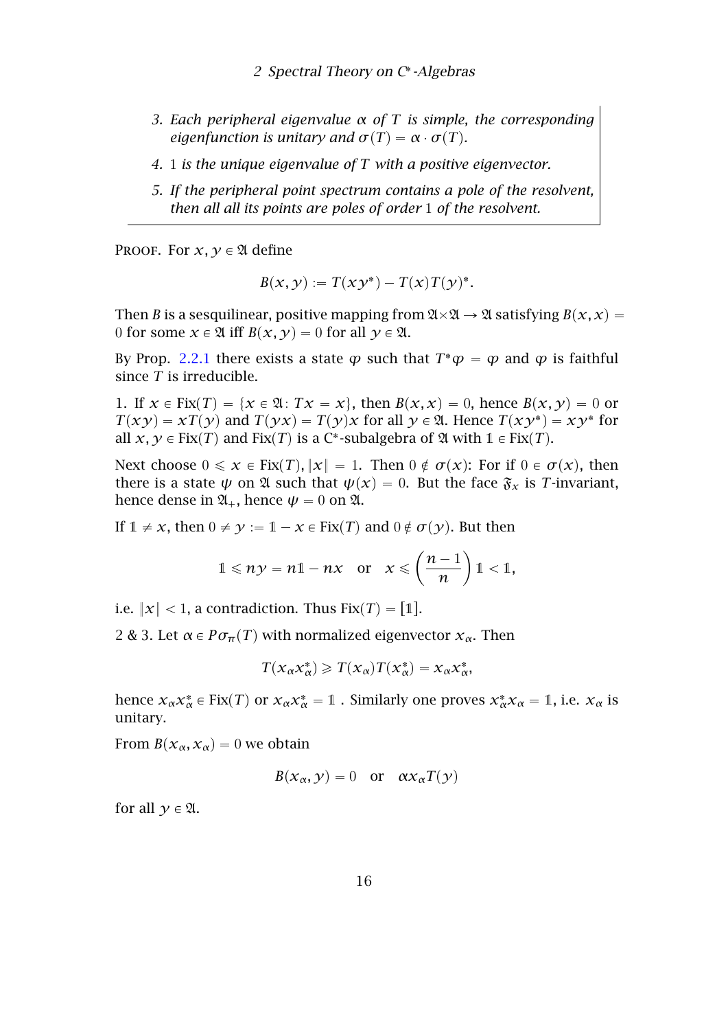3. *Each peripheral eigenvalue $\alpha$ of $T$ is simple, the corresponding eigenfunction is unitary and $\sigma(T) = \alpha \cdot \sigma(T)$.*
4. *$1$ is the unique eigenvalue of $T$ with a positive eigenvector.*
5. *If the peripheral point spectrum contains a pole of the resolvent, then all all its points are poles of order $1$ of the resolvent.*

PROOF. For $x, y \in \mathfrak{A}$ define

$$B(x, y) := T(xy^*) - T(x)T(y)^*.$$

Then $B$ is a sesquilinear, positive mapping from $\mathfrak{A}\times\mathfrak{A} \to \mathfrak{A}$ satisfying $B(x,x) = 0$ for some $x \in \mathfrak{A}$ iff $B(x,y) = 0$ for all $y \in \mathfrak{A}$.

By Prop. 2.2.1 there exists a state $\varphi$ such that $T^*\varphi = \varphi$ and $\varphi$ is faithful since $T$ is irreducible.

1. If $x \in \mathrm{Fix}(T) = \{x \in \mathfrak{A} \colon Tx = x\}$, then $B(x,x) = 0$, hence $B(x,y) = 0$ or $T(xy) = xT(y)$ and $T(yx) = T(y)x$ for all $y \in \mathfrak{A}$. Hence $T(xy^*) = xy^*$ for all $x, y \in \mathrm{Fix}(T)$ and $\mathrm{Fix}(T)$ is a C*-subalgebra of $\mathfrak{A}$ with $\mathbb{1} \in \mathrm{Fix}(T)$.

Next choose $0 \leqslant x \in \mathrm{Fix}(T), \|x\| = 1$. Then $0 \notin \sigma(x)$: For if $0 \in \sigma(x)$, then there is a state $\psi$ on $\mathfrak{A}$ such that $\psi(x) = 0$. But the face $\mathfrak{F}_x$ is $T$-invariant, hence dense in $\mathfrak{A}_+$, hence $\psi = 0$ on $\mathfrak{A}$.

If $\mathbb{1} \neq x$, then $0 \neq y := \mathbb{1} - x \in \mathrm{Fix}(T)$ and $0 \notin \sigma(y)$. But then

$$\mathbb{1} \leqslant ny = n\mathbb{1} - nx \quad \text{or} \quad x \leqslant \left(\frac{n-1}{n}\right)\mathbb{1} < \mathbb{1},$$

i.e. $\|x\| < 1$, a contradiction. Thus $\mathrm{Fix}(T) = [\mathbb{1}]$.

2 & 3. Let $\alpha \in P\sigma_\pi(T)$ with normalized eigenvector $x_\alpha$. Then

$$T(x_\alpha x_\alpha^*) \geqslant T(x_\alpha)T(x_\alpha^*) = x_\alpha x_\alpha^*,$$

hence $x_\alpha x_\alpha^* \in \mathrm{Fix}(T)$ or $x_\alpha x_\alpha^* = \mathbb{1}$ . Similarly one proves $x_\alpha^* x_\alpha = \mathbb{1}$, i.e. $x_\alpha$ is unitary.

From $B(x_\alpha, x_\alpha) = 0$ we obtain

$$B(x_\alpha, y) = 0 \quad \text{or} \quad \alpha x_\alpha T(y)$$

for all $y \in \mathfrak{A}$.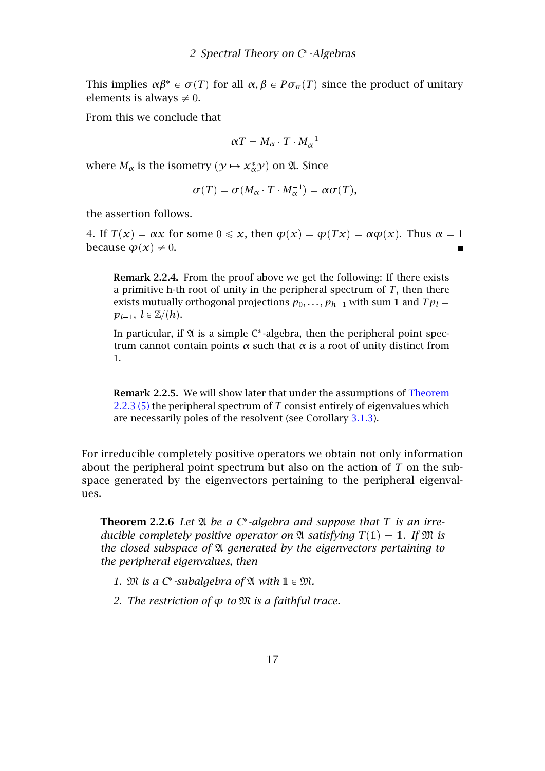This implies $\alpha\beta^* \in \sigma(T)$ for all $\alpha, \beta \in P\sigma_\pi(T)$ since the product of unitary elements is always $\neq 0$.

From this we conclude that

$$\alpha T = M_\alpha \cdot T \cdot M_\alpha^{-1}$$

where $M_\alpha$ is the isometry $(y \mapsto x_\alpha^* y)$ on $\mathfrak{A}$. Since

$$\sigma(T) = \sigma(M_\alpha \cdot T \cdot M_\alpha^{-1}) = \alpha\sigma(T),$$

the assertion follows.

4. If $T(x) = \alpha x$ for some $0 \leqslant x$, then $\varphi(x) = \varphi(Tx) = \alpha\varphi(x)$. Thus $\alpha = 1$ because $\varphi(x) \neq 0$. ■

> **Remark 2.2.4.** From the proof above we get the following: If there exists a primitive h-th root of unity in the peripheral spectrum of $T$, then there exists mutually orthogonal projections $p_0, \dots, p_{h-1}$ with sum $\mathbb{1}$ and $Tp_l = p_{l-1}$, $l \in \mathbb{Z}/(h)$.
>
> In particular, if $\mathfrak{A}$ is a simple C*-algebra, then the peripheral point spectrum cannot contain points $\alpha$ such that $\alpha$ is a root of unity distinct from 1.

> **Remark 2.2.5.** We will show later that under the assumptions of Theorem 2.2.3 (5) the peripheral spectrum of $T$ consist entirely of eigenvalues which are necessarily poles of the resolvent (see Corollary 3.1.3).

For irreducible completely positive operators we obtain not only information about the peripheral point spectrum but also on the action of $T$ on the subspace generated by the eigenvectors pertaining to the peripheral eigenvalues.

**Theorem 2.2.6** *Let $\mathfrak{A}$ be a C*-algebra and suppose that $T$ is an irreducible completely positive operator on $\mathfrak{A}$ satisfying $T(\mathbb{1}) = \mathbb{1}$. If $\mathfrak{M}$ is the closed subspace of $\mathfrak{A}$ generated by the eigenvectors pertaining to the peripheral eigenvalues, then*

1. *$\mathfrak{M}$ is a C*-subalgebra of $\mathfrak{A}$ with $\mathbb{1} \in \mathfrak{M}$.*
2. *The restriction of $\varphi$ to $\mathfrak{M}$ is a faithful trace.*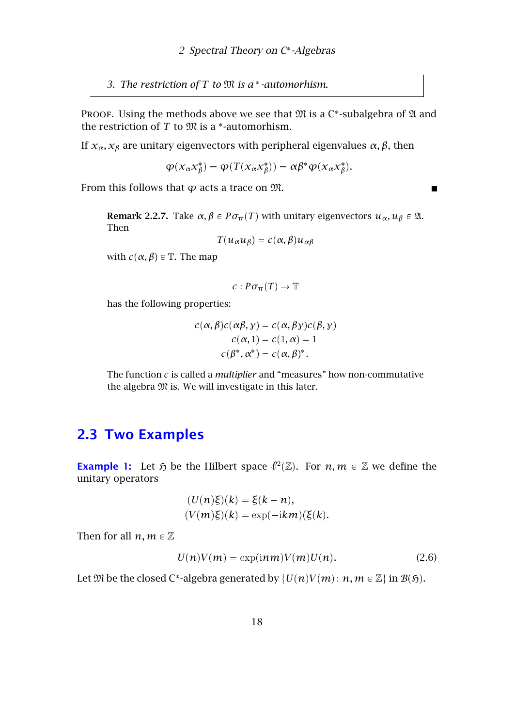3. *The restriction of $T$ to $\mathfrak{M}$ is a $^*$-automorhism.*

Proof. Using the methods above we see that $\mathfrak{M}$ is a C*-subalgebra of $\mathfrak{A}$ and the restriction of $T$ to $\mathfrak{M}$ is a $^*$-automorhism.

If $x_\alpha, x_\beta$ are unitary eigenvectors with peripheral eigenvalues $\alpha, \beta$, then

$$\varphi(x_\alpha x_\beta^*) = \varphi(T(x_\alpha x_\beta^*)) = \alpha\beta^*\varphi(x_\alpha x_\beta^*).$$

From this follows that $\varphi$ acts a trace on $\mathfrak{M}$. ∎

**Remark 2.2.7.** Take $\alpha, \beta \in P\sigma_\pi(T)$ with unitary eigenvectors $u_\alpha, u_\beta \in \mathfrak{A}$. Then

$$T(u_\alpha u_\beta) = c(\alpha, \beta)u_{\alpha\beta}$$

with $c(\alpha, \beta) \in \mathbb{T}$. The map

$$c : P\sigma_\pi(T) \to \mathbb{T}$$

has the following properties:

$$\begin{aligned} c(\alpha, \beta)c(\alpha\beta, \gamma) &= c(\alpha, \beta\gamma)c(\beta, \gamma) \\ c(\alpha, 1) &= c(1, \alpha) = 1 \\ c(\beta^*, \alpha^*) &= c(\alpha, \beta)^*. \end{aligned}$$

The function $c$ is called a *multiplier* and "measures" how non-commutative the algebra $\mathfrak{M}$ is. We will investigate in this later.

## 2.3 Two Examples

**Example 1:** Let $\mathfrak{H}$ be the Hilbert space $\ell^2(\mathbb{Z})$. For $n, m \in \mathbb{Z}$ we define the unitary operators

$$\begin{aligned} (U(n)\xi)(k) &= \xi(k - n), \\ (V(m)\xi)(k) &= \exp(-\mathrm{i}km)(\xi(k). \end{aligned}$$

Then for all $n, m \in \mathbb{Z}$

$$U(n)V(m) = \exp(\mathrm{i}nm)V(m)U(n). \tag{2.6}$$

Let $\mathfrak{M}$ be the closed C*-algebra generated by $\{U(n)V(m) : n, m \in \mathbb{Z}\}$ in $\mathcal{B}(\mathfrak{H})$.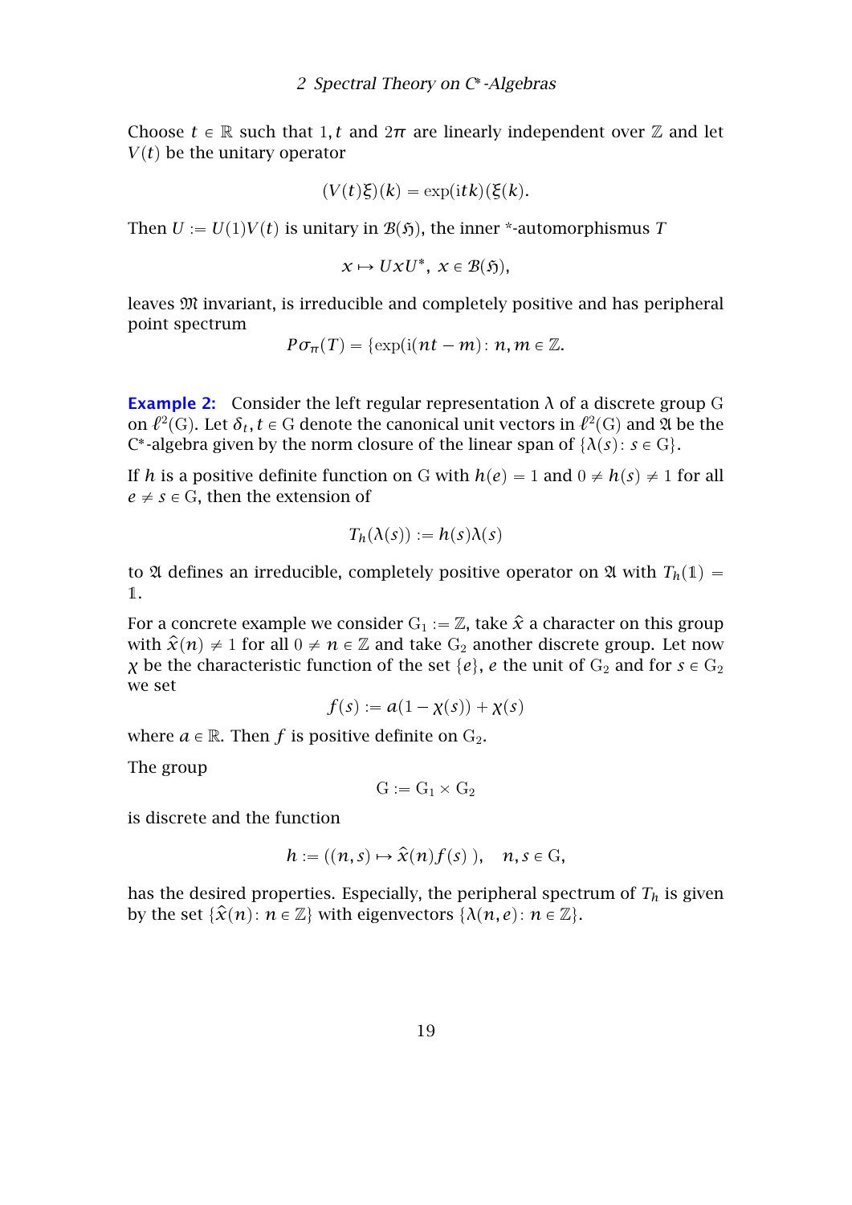Choose $t \in \mathbb{R}$ such that $1, t$ and $2\pi$ are linearly independent over $\mathbb{Z}$ and let $V(t)$ be the unitary operator

$$(V(t)\xi)(k) = \exp(\mathrm{i}tk)(\xi(k).$$

Then $U := U(1)V(t)$ is unitary in $\mathcal{B}(\mathfrak{H})$, the inner *-automorphismus $T$

$$x \mapsto UxU^*, \; x \in \mathcal{B}(\mathfrak{H}),$$

leaves $\mathfrak{M}$ invariant, is irreducible and completely positive and has peripheral point spectrum

$$P\sigma_\pi(T) = \{\exp(\mathrm{i}(nt - m)\colon n, m \in \mathbb{Z}.$$

**Example 2:** Consider the left regular representation $\lambda$ of a discrete group $\mathrm{G}$ on $\ell^2(\mathrm{G})$. Let $\delta_t, t \in \mathrm{G}$ denote the canonical unit vectors in $\ell^2(\mathrm{G})$ and $\mathfrak{A}$ be the C*-algebra given by the norm closure of the linear span of $\{\lambda(s)\colon s \in \mathrm{G}\}$.

If $h$ is a positive definite function on $\mathrm{G}$ with $h(e) = 1$ and $0 \neq h(s) \neq 1$ for all $e \neq s \in \mathrm{G}$, then the extension of

$$T_h(\lambda(s)) := h(s)\lambda(s)$$

to $\mathfrak{A}$ defines an irreducible, completely positive operator on $\mathfrak{A}$ with $T_h(\mathbb{1}) = \mathbb{1}$.

For a concrete example we consider $\mathrm{G}_1 := \mathbb{Z}$, take $\hat{x}$ a character on this group with $\hat{x}(n) \neq 1$ for all $0 \neq n \in \mathbb{Z}$ and take $\mathrm{G}_2$ another discrete group. Let now $\chi$ be the characteristic function of the set $\{e\}$, $e$ the unit of $\mathrm{G}_2$ and for $s \in \mathrm{G}_2$ we set

$$f(s) := a(1 - \chi(s)) + \chi(s)$$

where $a \in \mathbb{R}$. Then $f$ is positive definite on $\mathrm{G}_2$.

The group

$$\mathrm{G} := \mathrm{G}_1 \times \mathrm{G}_2$$

is discrete and the function

$$h := ((n, s) \mapsto \hat{x}(n)f(s)\,), \quad n, s \in \mathrm{G},$$

has the desired properties. Especially, the peripheral spectrum of $T_h$ is given by the set $\{\hat{x}(n)\colon n \in \mathbb{Z}\}$ with eigenvectors $\{\lambda(n, e)\colon n \in \mathbb{Z}\}$.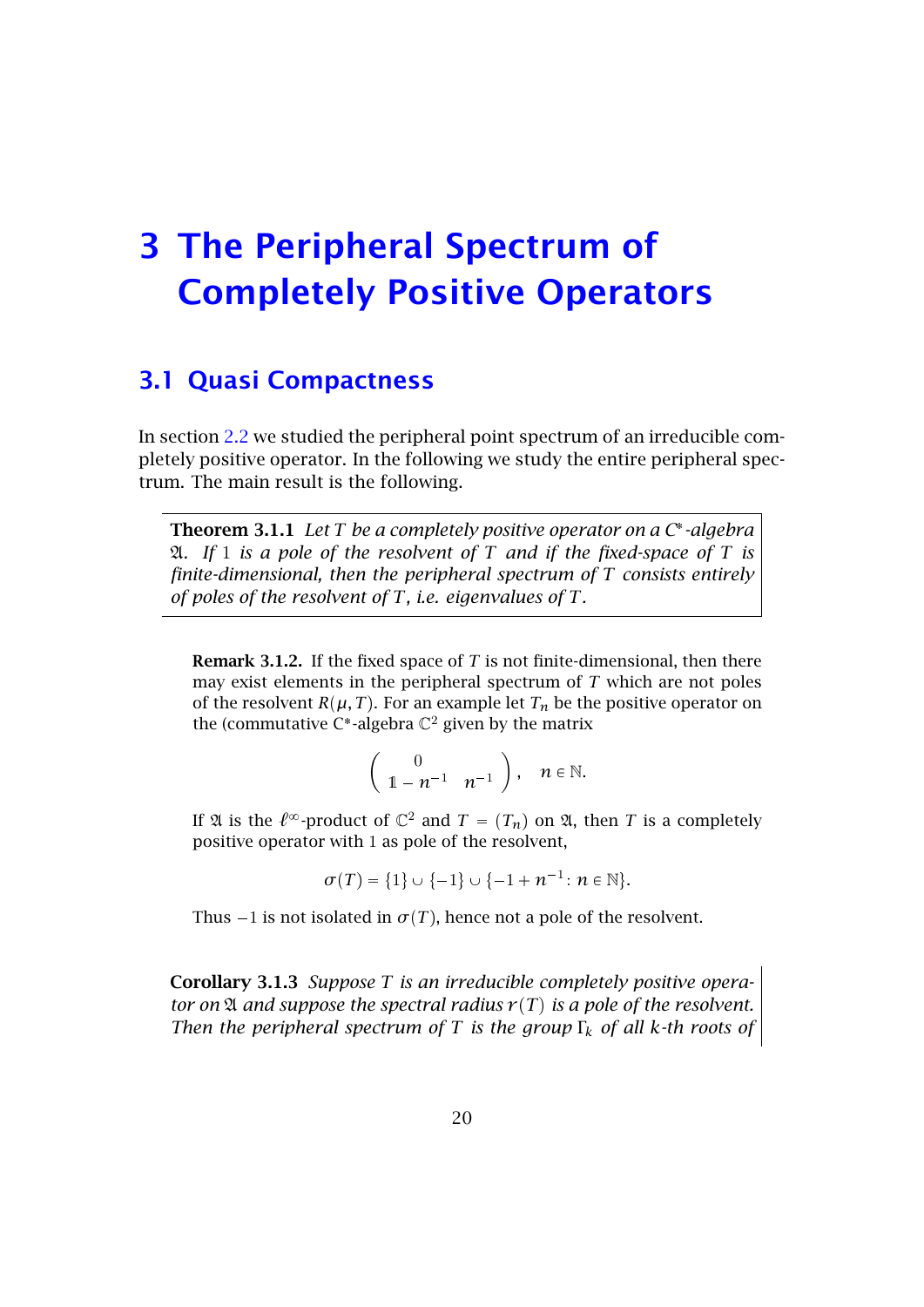# 3 The Peripheral Spectrum of Completely Positive Operators

## 3.1 Quasi Compactness

In section 2.2 we studied the peripheral point spectrum of an irreducible completely positive operator. In the following we study the entire peripheral spectrum. The main result is the following.

**Theorem 3.1.1** *Let $T$ be a completely positive operator on a $C^*$-algebra $\mathfrak{A}$. If 1 is a pole of the resolvent of $T$ and if the fixed-space of $T$ is finite-dimensional, then the peripheral spectrum of $T$ consists entirely of poles of the resolvent of $T$, i.e. eigenvalues of $T$.*

**Remark 3.1.2.** If the fixed space of $T$ is not finite-dimensional, then there may exist elements in the peripheral spectrum of $T$ which are not poles of the resolvent $R(\mu, T)$. For an example let $T_n$ be the positive operator on the (commutative $C^*$-algebra $\mathbb{C}^2$ given by the matrix

$$\left( \begin{array}{cc} & 0 \\ 1 - n^{-1} & n^{-1} \end{array} \right), \quad n \in \mathbb{N}.$$

If $\mathfrak{A}$ is the $\ell^\infty$-product of $\mathbb{C}^2$ and $T = (T_n)$ on $\mathfrak{A}$, then $T$ is a completely positive operator with 1 as pole of the resolvent,

$$\sigma(T) = \{1\} \cup \{-1\} \cup \{-1 + n^{-1} \colon n \in \mathbb{N}\}.$$

Thus $-1$ is not isolated in $\sigma(T)$, hence not a pole of the resolvent.

**Corollary 3.1.3** *Suppose $T$ is an irreducible completely positive operator on $\mathfrak{A}$ and suppose the spectral radius $r(T)$ is a pole of the resolvent. Then the peripheral spectrum of $T$ is the group $\Gamma_k$ of all $k$-th roots of*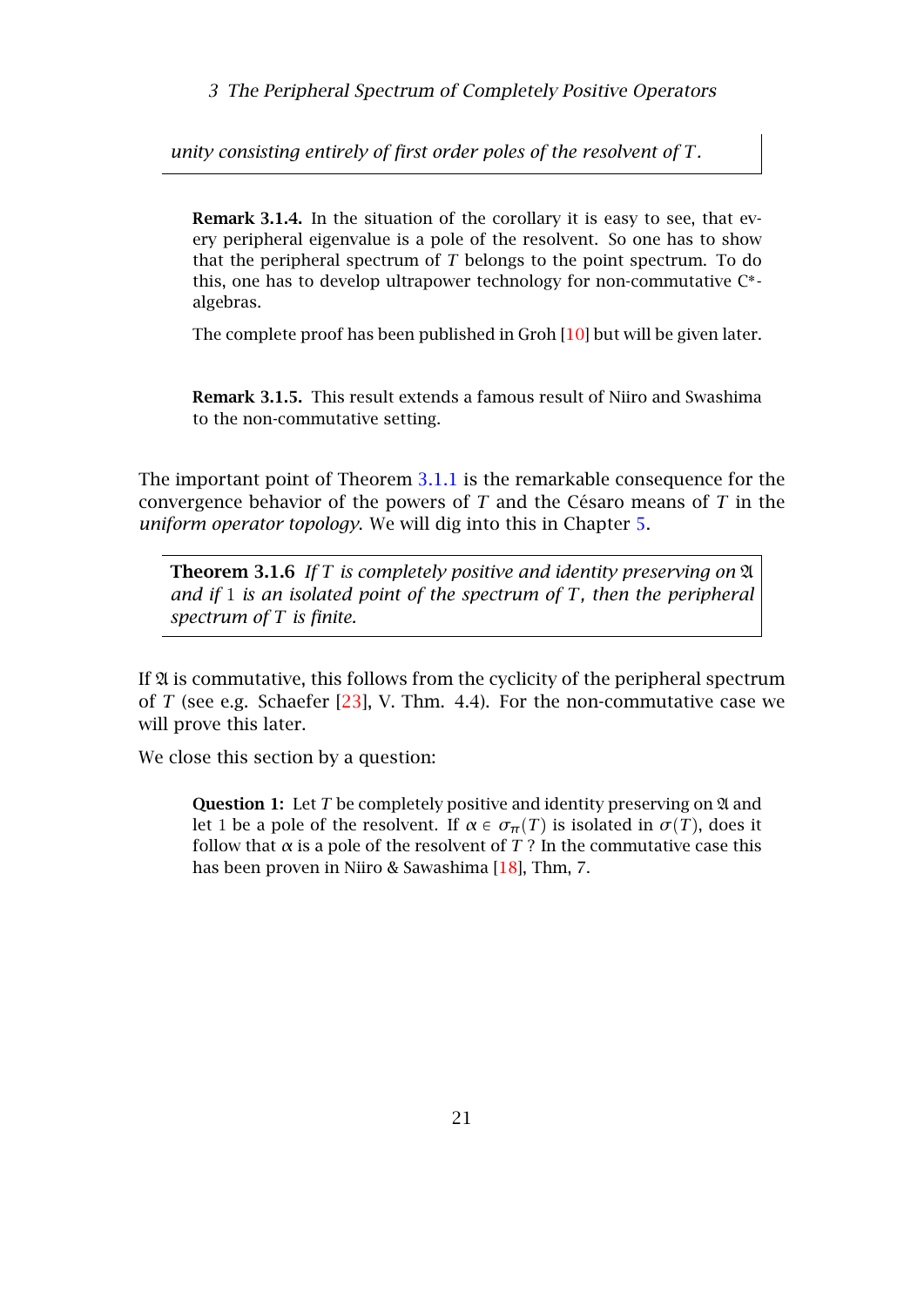*unity consisting entirely of first order poles of the resolvent of $T$.*

**Remark 3.1.4.** In the situation of the corollary it is easy to see, that every peripheral eigenvalue is a pole of the resolvent. So one has to show that the peripheral spectrum of $T$ belongs to the point spectrum. To do this, one has to develop ultrapower technology for non-commutative C*-algebras.

The complete proof has been published in Groh [10] but will be given later.

**Remark 3.1.5.** This result extends a famous result of Niiro and Swashima to the non-commutative setting.

The important point of Theorem 3.1.1 is the remarkable consequence for the convergence behavior of the powers of $T$ and the Césaro means of $T$ in the *uniform operator topology*. We will dig into this in Chapter 5.

**Theorem 3.1.6** *If $T$ is completely positive and identity preserving on $\mathfrak{A}$ and if $1$ is an isolated point of the spectrum of $T$, then the peripheral spectrum of $T$ is finite.*

If $\mathfrak{A}$ is commutative, this follows from the cyclicity of the peripheral spectrum of $T$ (see e.g. Schaefer [23], V. Thm. 4.4). For the non-commutative case we will prove this later.

We close this section by a question:

**Question 1:** Let $T$ be completely positive and identity preserving on $\mathfrak{A}$ and let $1$ be a pole of the resolvent. If $\alpha \in \sigma_\pi(T)$ is isolated in $\sigma(T)$, does it follow that $\alpha$ is a pole of the resolvent of $T$ ? In the commutative case this has been proven in Niiro & Sawashima [18], Thm, 7.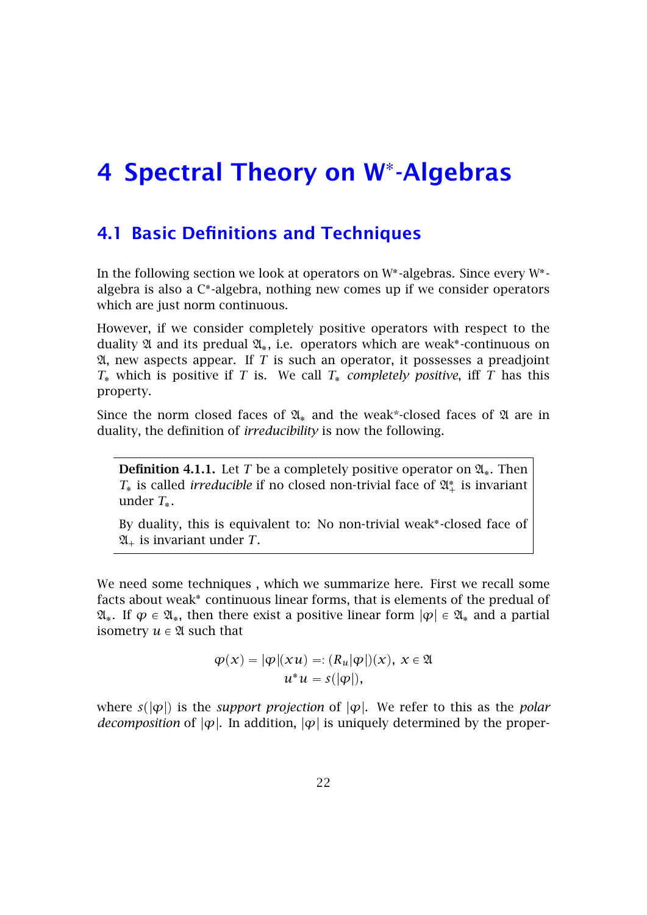# 4 Spectral Theory on W*-Algebras

## 4.1 Basic Definitions and Techniques

In the following section we look at operators on W*-algebras. Since every W*-algebra is also a C*-algebra, nothing new comes up if we consider operators which are just norm continuous.

However, if we consider completely positive operators with respect to the duality $\mathfrak{A}$ and its predual $\mathfrak{A}_*$, i.e. operators which are weak*-continuous on $\mathfrak{A}$, new aspects appear. If $T$ is such an operator, it possesses a preadjoint $T_*$ which is positive if $T$ is. We call $T_*$ *completely positive*, iff $T$ has this property.

Since the norm closed faces of $\mathfrak{A}_*$ and the weak*-closed faces of $\mathfrak{A}$ are in duality, the definition of *irreducibility* is now the following.

> **Definition 4.1.1.** Let $T$ be a completely positive operator on $\mathfrak{A}_*$. Then $T_*$ is called *irreducible* if no closed non-trivial face of $\mathfrak{A}_+^*$ is invariant under $T_*$.
>
> By duality, this is equivalent to: No non-trivial weak*-closed face of $\mathfrak{A}_+$ is invariant under $T$.

We need some techniques , which we summarize here. First we recall some facts about weak* continuous linear forms, that is elements of the predual of $\mathfrak{A}_*$. If $\varphi \in \mathfrak{A}_*$, then there exist a positive linear form $|\varphi| \in \mathfrak{A}_*$ and a partial isometry $u \in \mathfrak{A}$ such that

$$\varphi(x) = |\varphi|(xu) =: (R_u|\varphi|)(x),\ x \in \mathfrak{A}$$
$$u^*u = s(|\varphi|),$$

where $s(|\varphi|)$ is the *support projection* of $|\varphi|$. We refer to this as the *polar decomposition* of $|\varphi|$. In addition, $|\varphi|$ is uniquely determined by the proper-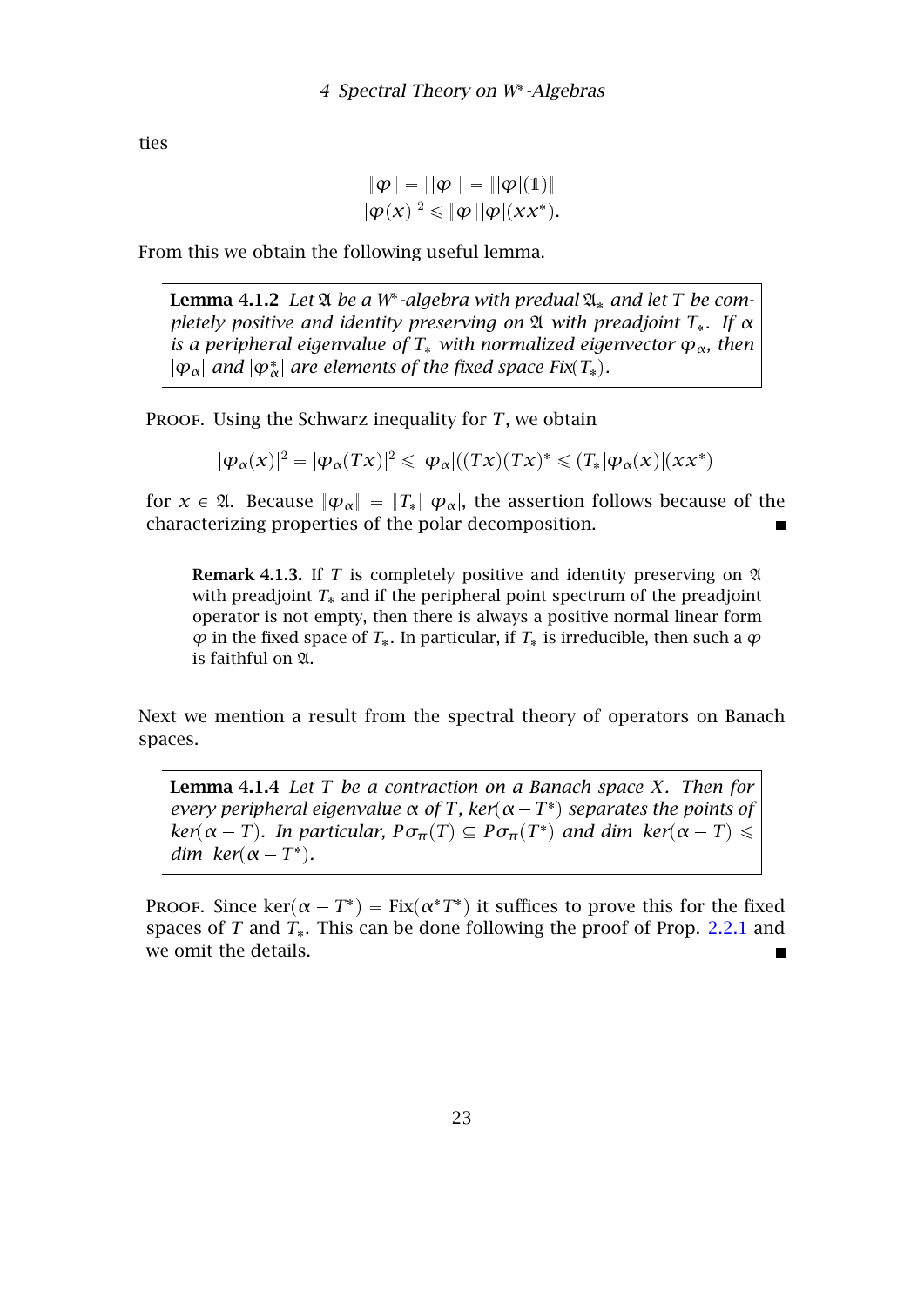ties

$$\|\varphi\| = \||\varphi|\| = \||\varphi|(\mathbb{1})\|$$
$$|\varphi(x)|^2 \leqslant \|\varphi\||\varphi|(xx^*).$$

From this we obtain the following useful lemma.

**Lemma 4.1.2** *Let $\mathfrak{A}$ be a $W^*$-algebra with predual $\mathfrak{A}_*$ and let $T$ be completely positive and identity preserving on $\mathfrak{A}$ with preadjoint $T_*$. If $\alpha$ is a peripheral eigenvalue of $T_*$ with normalized eigenvector $\varphi_\alpha$, then $|\varphi_\alpha|$ and $|\varphi_\alpha^*|$ are elements of the fixed space $Fix(T_*)$.*

Proof. Using the Schwarz inequality for $T$, we obtain

$$|\varphi_\alpha(x)|^2 = |\varphi_\alpha(Tx)|^2 \leqslant |\varphi_\alpha|((Tx)(Tx)^* \leqslant (T_*|\varphi_\alpha(x)|(xx^*)$$

for $x \in \mathfrak{A}$. Because $\|\varphi_\alpha\| = \|T_*\||\varphi_\alpha|$, the assertion follows because of the characterizing properties of the polar decomposition. ∎

**Remark 4.1.3.** If $T$ is completely positive and identity preserving on $\mathfrak{A}$ with preadjoint $T_*$ and if the peripheral point spectrum of the preadjoint operator is not empty, then there is always a positive normal linear form $\varphi$ in the fixed space of $T_*$. In particular, if $T_*$ is irreducible, then such a $\varphi$ is faithful on $\mathfrak{A}$.

Next we mention a result from the spectral theory of operators on Banach spaces.

**Lemma 4.1.4** *Let $T$ be a contraction on a Banach space $X$. Then for every peripheral eigenvalue $\alpha$ of $T$, $ker(\alpha - T^*)$ separates the points of $ker(\alpha - T)$. In particular, $P\sigma_\pi(T) \subseteq P\sigma_\pi(T^*)$ and $dim\ \ ker(\alpha - T) \leqslant dim\ \ ker(\alpha - T^*)$.*

Proof. Since $\ker(\alpha - T^*) = \mathrm{Fix}(\alpha^* T^*)$ it suffices to prove this for the fixed spaces of $T$ and $T_*$. This can be done following the proof of Prop. 2.2.1 and we omit the details. ∎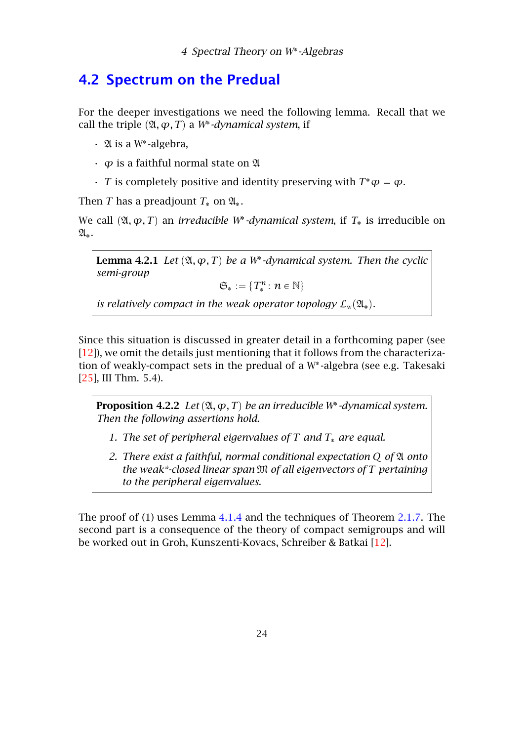## 4.2 Spectrum on the Predual

For the deeper investigations we need the following lemma. Recall that we call the triple $(\mathfrak{A}, \varphi, T)$ a *W\*-dynamical system*, if

- $\mathfrak{A}$ is a W\*-algebra,
- $\varphi$ is a faithful normal state on $\mathfrak{A}$
- $T$ is completely positive and identity preserving with $T^*\varphi = \varphi$.

Then $T$ has a preadjount $T_*$ on $\mathfrak{A}_*$.

We call $(\mathfrak{A}, \varphi, T)$ an *irreducible W\*-dynamical system*, if $T_*$ is irreducible on $\mathfrak{A}_*$.

> **Lemma 4.2.1** *Let $(\mathfrak{A}, \varphi, T)$ be a W\*-dynamical system. Then the cyclic semi-group*
>
> $$\mathfrak{S}_* := \{T_*^n : n \in \mathbb{N}\}$$
>
> *is relatively compact in the weak operator topology $\mathcal{L}_w(\mathfrak{A}_*)$.*

Since this situation is discussed in greater detail in a forthcoming paper (see [12]), we omit the details just mentioning that it follows from the characterization of weakly-compact sets in the predual of a W\*-algebra (see e.g. Takesaki [25], III Thm. 5.4).

> **Proposition 4.2.2** *Let $(\mathfrak{A}, \varphi, T)$ be an irreducible W\*-dynamical system. Then the following assertions hold.*
>
> 1. *The set of peripheral eigenvalues of $T$ and $T_*$ are equal.*
> 2. *There exist a faithful, normal conditional expectation $Q$ of $\mathfrak{A}$ onto the weak\*-closed linear span $\mathfrak{M}$ of all eigenvectors of $T$ pertaining to the peripheral eigenvalues.*

The proof of (1) uses Lemma 4.1.4 and the techniques of Theorem 2.1.7. The second part is a consequence of the theory of compact semigroups and will be worked out in Groh, Kunszenti-Kovacs, Schreiber & Batkai [12].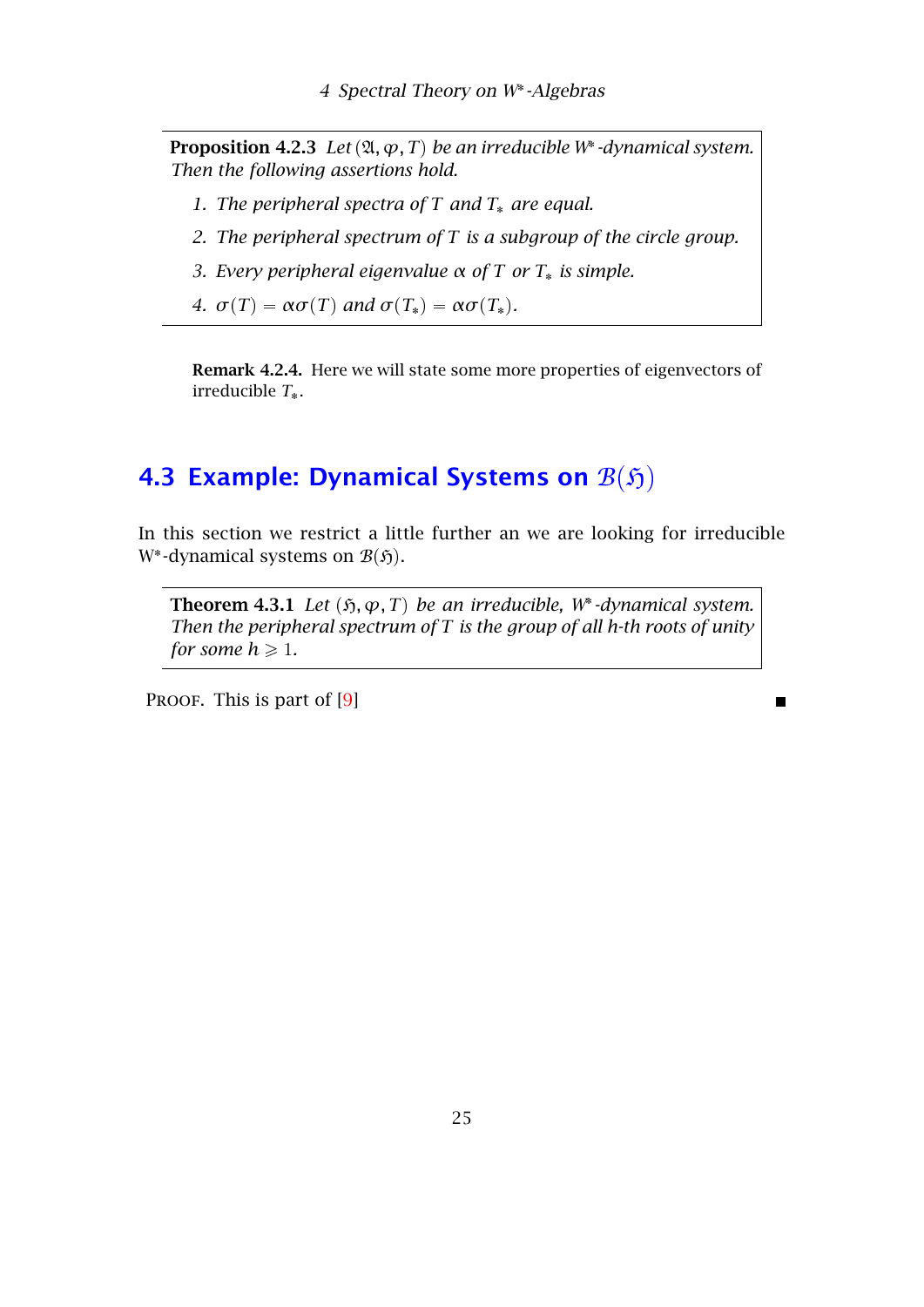**Proposition 4.2.3** *Let $(\mathfrak{A}, \varphi, T)$ be an irreducible W*-dynamical system. Then the following assertions hold.*

1. *The peripheral spectra of $T$ and $T_*$ are equal.*
2. *The peripheral spectrum of $T$ is a subgroup of the circle group.*
3. *Every peripheral eigenvalue $\alpha$ of $T$ or $T_*$ is simple.*
4. *$\sigma(T) = \alpha\sigma(T)$ and $\sigma(T_*) = \alpha\sigma(T_*)$.*

**Remark 4.2.4.** Here we will state some more properties of eigenvectors of irreducible $T_*$.

## 4.3 Example: Dynamical Systems on $\mathcal{B}(\mathfrak{H})$

In this section we restrict a little further an we are looking for irreducible W*-dynamical systems on $\mathcal{B}(\mathfrak{H})$.

**Theorem 4.3.1** *Let $(\mathfrak{H}, \varphi, T)$ be an irreducible, W*-dynamical system. Then the peripheral spectrum of $T$ is the group of all h-th roots of unity for some $h \geqslant 1$.*

Proof. This is part of [9] ∎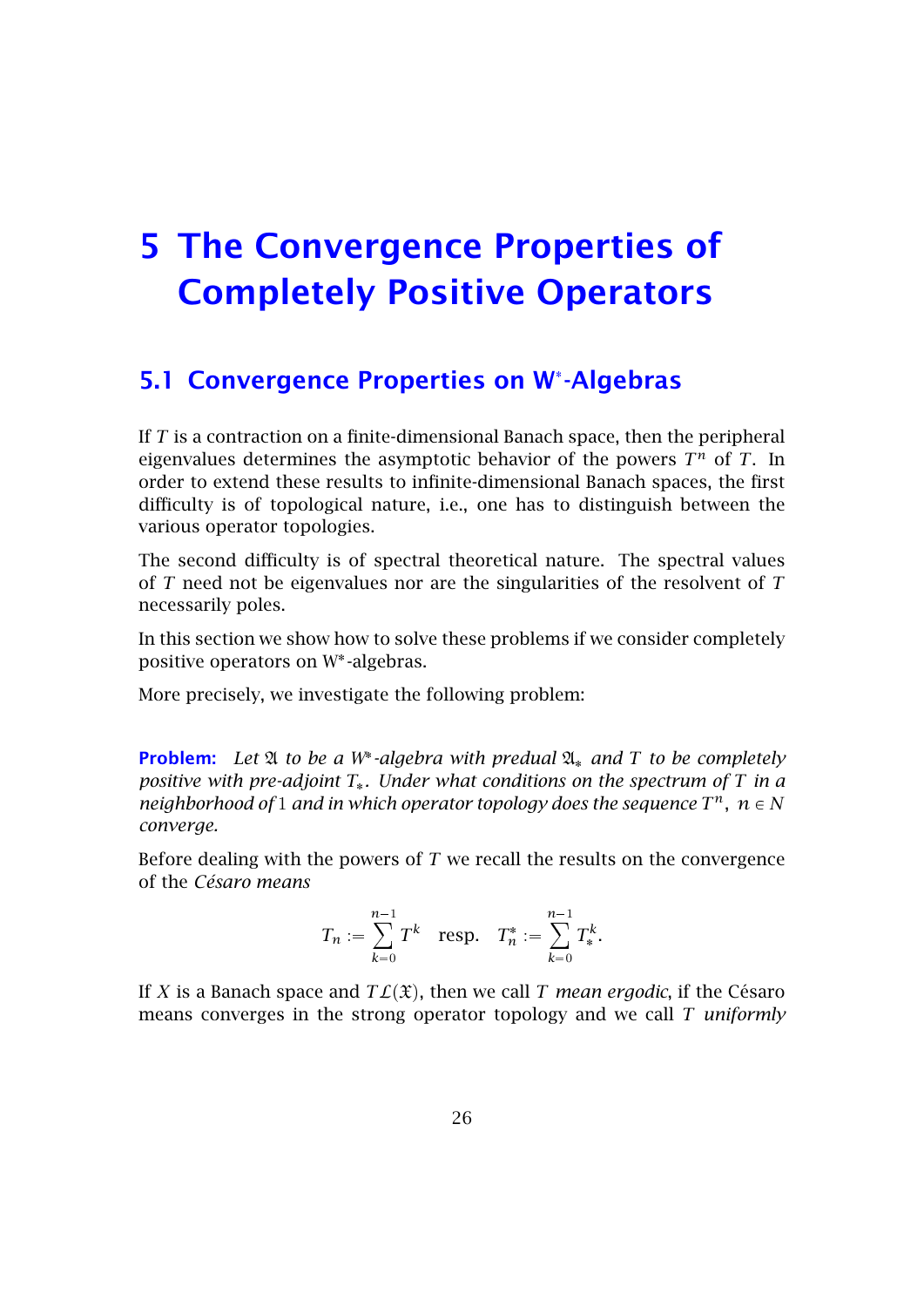# 5 The Convergence Properties of Completely Positive Operators

## 5.1 Convergence Properties on W*-Algebras

If $T$ is a contraction on a finite-dimensional Banach space, then the peripheral eigenvalues determines the asymptotic behavior of the powers $T^n$ of $T$. In order to extend these results to infinite-dimensional Banach spaces, the first difficulty is of topological nature, i.e., one has to distinguish between the various operator topologies.

The second difficulty is of spectral theoretical nature. The spectral values of $T$ need not be eigenvalues nor are the singularities of the resolvent of $T$ necessarily poles.

In this section we show how to solve these problems if we consider completely positive operators on W*-algebras.

More precisely, we investigate the following problem:

**Problem:** *Let $\mathfrak{A}$ to be a W*-algebra with predual $\mathfrak{A}_*$ and $T$ to be completely positive with pre-adjoint $T_*$. Under what conditions on the spectrum of $T$ in a neighborhood of $1$ and in which operator topology does the sequence $T^n$, $n \in N$ converge.*

Before dealing with the powers of $T$ we recall the results on the convergence of the *Césaro means*

$$T_n := \sum_{k=0}^{n-1} T^k \quad \text{resp.} \quad T_n^* := \sum_{k=0}^{n-1} T_*^k.$$

If $X$ is a Banach space and $T\mathcal{L}(\mathfrak{X})$, then we call $T$ *mean ergodic*, if the Césaro means converges in the strong operator topology and we call $T$ *uniformly*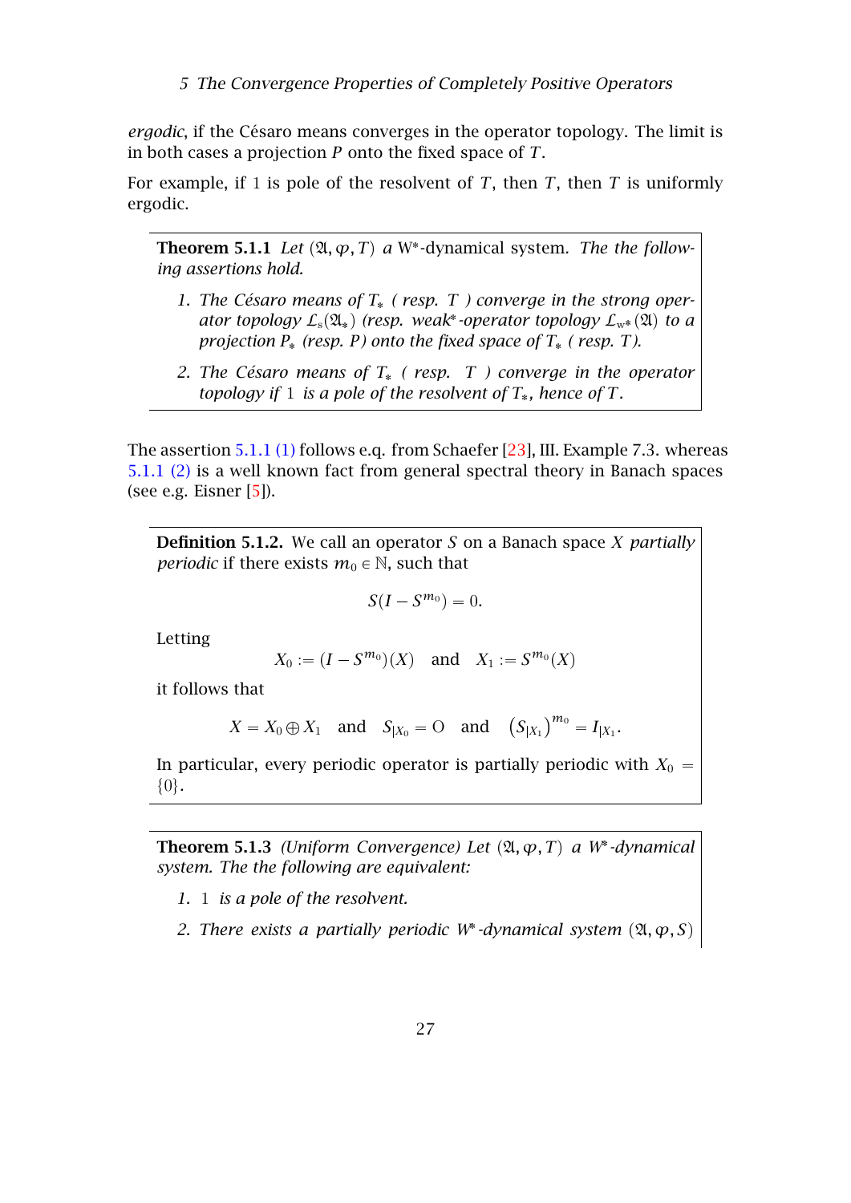*ergodic*, if the Césaro means converges in the operator topology. The limit is in both cases a projection $P$ onto the fixed space of $T$.

For example, if $1$ is pole of the resolvent of $T$, then $T$, then $T$ is uniformly ergodic.

**Theorem 5.1.1** *Let* $(\mathfrak{A}, \varphi, T)$ *a* W*-dynamical system. *The the following assertions hold.*

1. *The Césaro means of* $T_*$ *( resp.* $T$ *) converge in the strong operator topology* $\mathcal{L}_s(\mathfrak{A}_*)$ *(resp. weak*-operator topology* $\mathcal{L}_{w*}(\mathfrak{A})$ *to a projection* $P_*$ *(resp.* $P$*) onto the fixed space of* $T_*$ *( resp.* $T$*).*
2. *The Césaro means of* $T_*$ *( resp.* $T$ *) converge in the operator topology if* $1$ *is a pole of the resolvent of* $T_*$*, hence of* $T$.

The assertion 5.1.1 (1) follows e.q. from Schaefer [23], III. Example 7.3. whereas 5.1.1 (2) is a well known fact from general spectral theory in Banach spaces (see e.g. Eisner [5]).

**Definition 5.1.2.** We call an operator $S$ on a Banach space $X$ *partially periodic* if there exists $m_0 \in \mathbb{N}$, such that

$$S(I - S^{m_0}) = 0.$$

Letting

$$X_0 := (I - S^{m_0})(X) \quad \text{and} \quad X_1 := S^{m_0}(X)$$

it follows that

$$X = X_0 \oplus X_1 \quad \text{and} \quad S_{|X_0} = \mathrm{O} \quad \text{and} \quad \left(S_{|X_1}\right)^{m_0} = I_{|X_1}.$$

In particular, every periodic operator is partially periodic with $X_0 = \{0\}$.

**Theorem 5.1.3** *(Uniform Convergence) Let* $(\mathfrak{A}, \varphi, T)$ *a W*-dynamical system. The the following are equivalent:*

1. $1$ *is a pole of the resolvent.*
2. *There exists a partially periodic W*-dynamical system* $(\mathfrak{A}, \varphi, S)$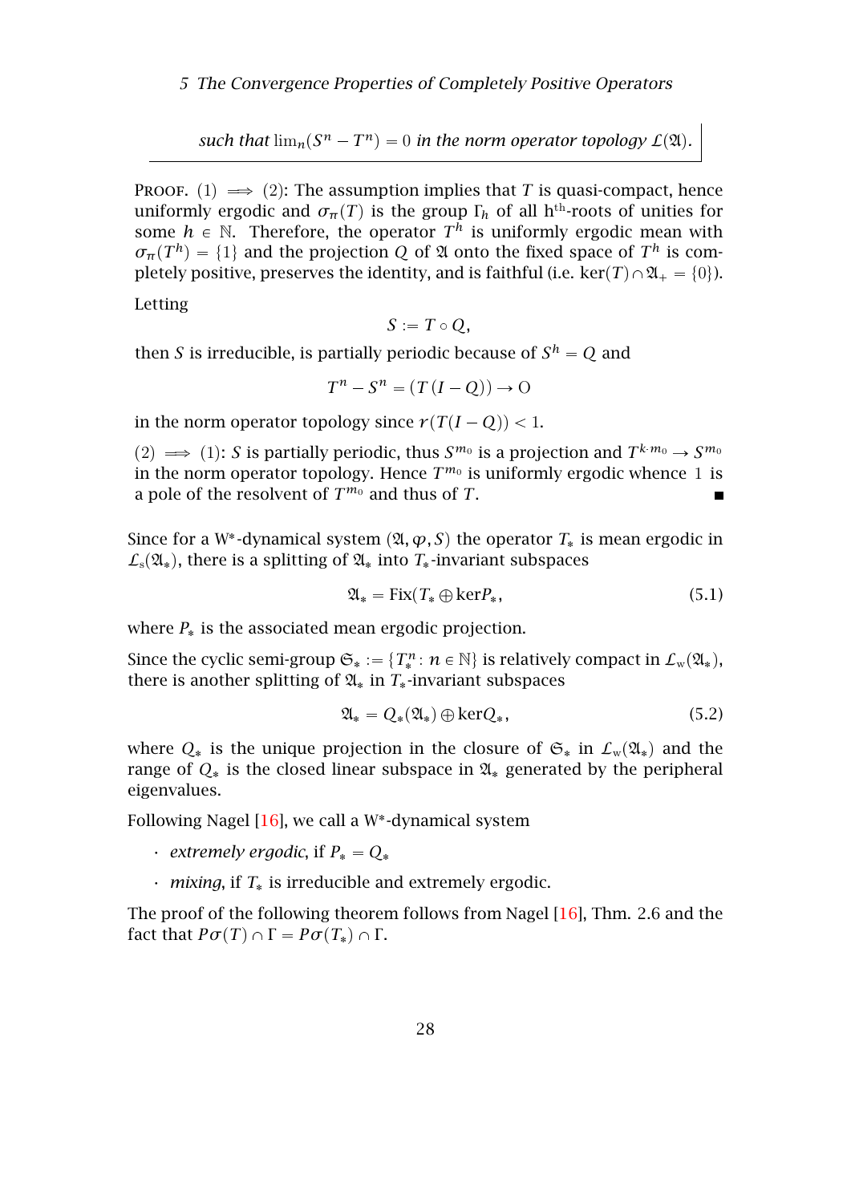*such that* $\lim_n (S^n - T^n) = 0$ *in the norm operator topology* $\mathcal{L}(\mathfrak{A})$.

Proof. (1) $\implies$ (2): The assumption implies that $T$ is quasi-compact, hence uniformly ergodic and $\sigma_\pi(T)$ is the group $\Gamma_h$ of all h$^{\text{th}}$-roots of unities for some $h \in \mathbb{N}$. Therefore, the operator $T^h$ is uniformly ergodic mean with $\sigma_\pi(T^h) = \{1\}$ and the projection $Q$ of $\mathfrak{A}$ onto the fixed space of $T^h$ is completely positive, preserves the identity, and is faithful (i.e. $\ker(T) \cap \mathfrak{A}_+ = \{0\}$).

Letting

$$S := T \circ Q,$$

then $S$ is irreducible, is partially periodic because of $S^h = Q$ and

$$T^n - S^n = (T(I - Q)) \to \mathrm{O}$$

in the norm operator topology since $r(T(I-Q)) < 1$.

(2) $\implies$ (1): $S$ is partially periodic, thus $S^{m_0}$ is a projection and $T^{k \cdot m_0} \to S^{m_0}$ in the norm operator topology. Hence $T^{m_0}$ is uniformly ergodic whence $1$ is a pole of the resolvent of $T^{m_0}$ and thus of $T$. ∎

Since for a W*-dynamical system $(\mathfrak{A}, \varphi, S)$ the operator $T_*$ is mean ergodic in $\mathcal{L}_s(\mathfrak{A}_*)$, there is a splitting of $\mathfrak{A}_*$ into $T_*$-invariant subspaces

$$\mathfrak{A}_* = \mathrm{Fix}(T_* \oplus \ker P_*, \tag{5.1}$$

where $P_*$ is the associated mean ergodic projection.

Since the cyclic semi-group $\mathfrak{S}_* := \{T_*^n : n \in \mathbb{N}\}$ is relatively compact in $\mathcal{L}_w(\mathfrak{A}_*)$, there is another splitting of $\mathfrak{A}_*$ in $T_*$-invariant subspaces

$$\mathfrak{A}_* = Q_*(\mathfrak{A}_*) \oplus \ker Q_*, \tag{5.2}$$

where $Q_*$ is the unique projection in the closure of $\mathfrak{S}_*$ in $\mathcal{L}_w(\mathfrak{A}_*)$ and the range of $Q_*$ is the closed linear subspace in $\mathfrak{A}_*$ generated by the peripheral eigenvalues.

Following Nagel [16], we call a W*-dynamical system

- *extremely ergodic*, if $P_* = Q_*$
- *mixing*, if $T_*$ is irreducible and extremely ergodic.

The proof of the following theorem follows from Nagel [16], Thm. 2.6 and the fact that $P\sigma(T) \cap \Gamma = P\sigma(T_*) \cap \Gamma$.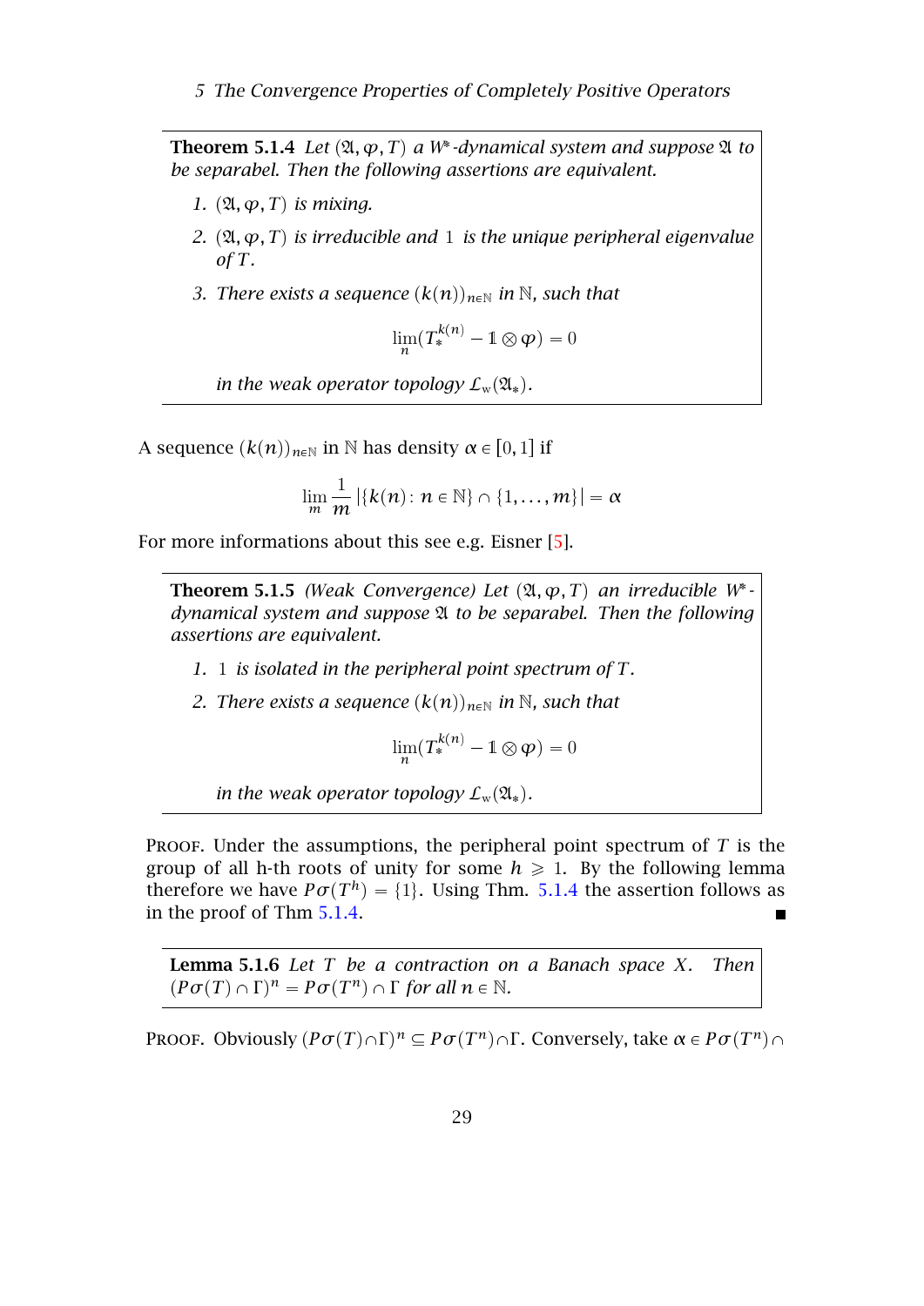**Theorem 5.1.4** *Let $(\mathfrak{A}, \varphi, T)$ a $W^*$-dynamical system and suppose $\mathfrak{A}$ to be separabel. Then the following assertions are equivalent.*

1. *$(\mathfrak{A}, \varphi, T)$ is mixing.*
2. *$(\mathfrak{A}, \varphi, T)$ is irreducible and $1$ is the unique peripheral eigenvalue of $T$.*
3. *There exists a sequence $(k(n))_{n\in\mathbb{N}}$ in $\mathbb{N}$, such that*

$$\lim_n (T_*^{k(n)} - \mathbb{1} \otimes \varphi) = 0$$

*in the weak operator topology $\mathcal{L}_{\mathrm{w}}(\mathfrak{A}_*)$.*

A sequence $(k(n))_{n\in\mathbb{N}}$ in $\mathbb{N}$ has density $\alpha \in [0, 1]$ if

$$\lim_m \frac{1}{m} \left|\{k(n) \colon n \in \mathbb{N}\} \cap \{1, \dots, m\}\right| = \alpha$$

For more informations about this see e.g. Eisner [5].

**Theorem 5.1.5** *(Weak Convergence) Let $(\mathfrak{A}, \varphi, T)$ an irreducible $W^*$-dynamical system and suppose $\mathfrak{A}$ to be separabel. Then the following assertions are equivalent.*

1. *$1$ is isolated in the peripheral point spectrum of $T$.*
2. *There exists a sequence $(k(n))_{n\in\mathbb{N}}$ in $\mathbb{N}$, such that*

$$\lim_n (T_*^{k(n)} - \mathbb{1} \otimes \varphi) = 0$$

*in the weak operator topology $\mathcal{L}_{\mathrm{w}}(\mathfrak{A}_*)$.*

Proof. Under the assumptions, the peripheral point spectrum of $T$ is the group of all h-th roots of unity for some $h \geqslant 1$. By the following lemma therefore we have $P\sigma(T^h) = \{1\}$. Using Thm. 5.1.4 the assertion follows as in the proof of Thm 5.1.4. ∎

**Lemma 5.1.6** *Let $T$ be a contraction on a Banach space $X$. Then $(P\sigma(T) \cap \Gamma)^n = P\sigma(T^n) \cap \Gamma$ for all $n \in \mathbb{N}$.*

Proof. Obviously $(P\sigma(T) \cap \Gamma)^n \subseteq P\sigma(T^n) \cap \Gamma$. Conversely, take $\alpha \in P\sigma(T^n) \cap$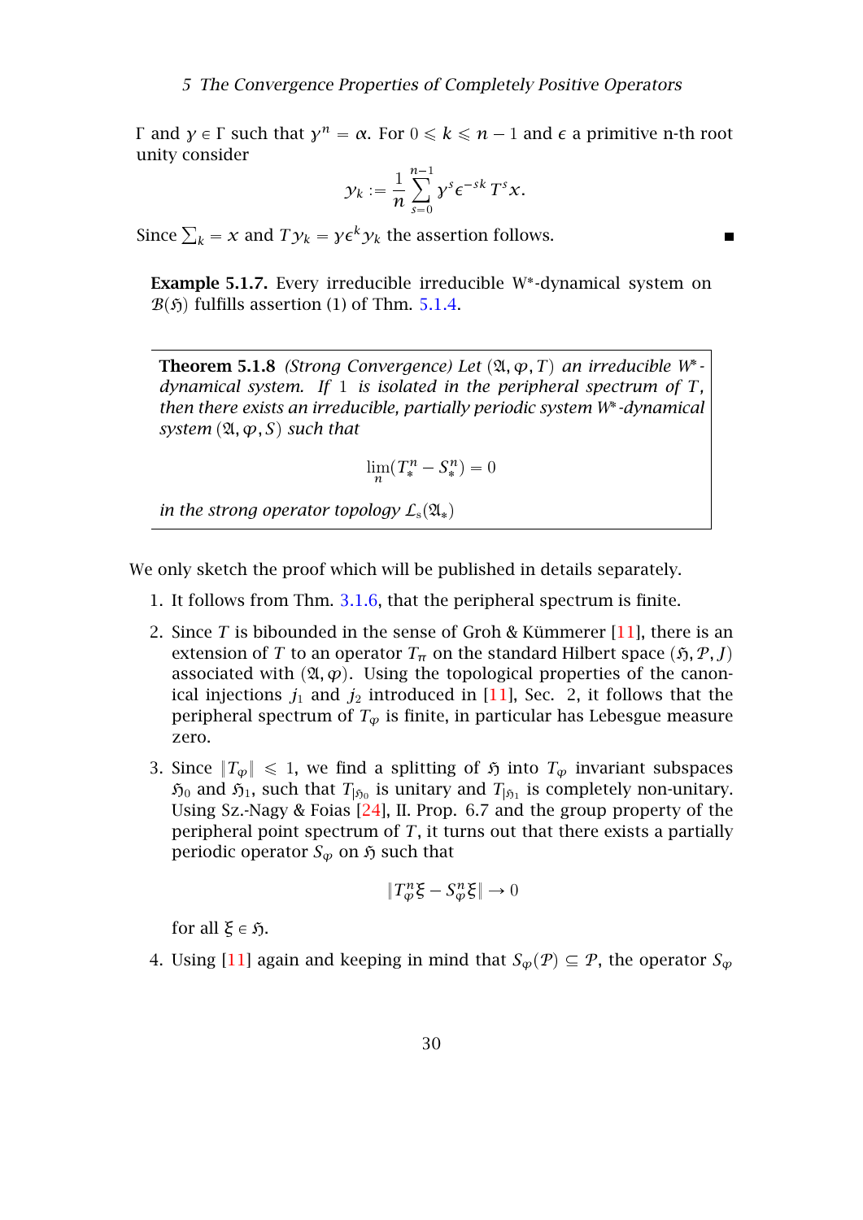$\Gamma$ and $\gamma \in \Gamma$ such that $\gamma^n = \alpha$. For $0 \leqslant k \leqslant n-1$ and $\epsilon$ a primitive n-th root unity consider

$$y_k := \frac{1}{n} \sum_{s=0}^{n-1} \gamma^s \epsilon^{-sk} T^s x.$$

Since $\sum_k = x$ and $T y_k = \gamma \epsilon^k y_k$ the assertion follows. ∎

**Example 5.1.7.** Every irreducible irreducible W*-dynamical system on $\mathcal{B}(\mathfrak{H})$ fulfills assertion (1) of Thm. 5.1.4.

> **Theorem 5.1.8** *(Strong Convergence) Let $(\mathfrak{A}, \varphi, T)$ an irreducible W*-dynamical system. If 1 is isolated in the peripheral spectrum of $T$, then there exists an irreducible, partially periodic system W*-dynamical system $(\mathfrak{A}, \varphi, S)$ such that*
>
> $$\lim_n (T_*^n - S_*^n) = 0$$
>
> *in the strong operator topology $\mathcal{L}_s(\mathfrak{A}_*)$*

We only sketch the proof which will be published in details separately.

1. It follows from Thm. 3.1.6, that the peripheral spectrum is finite.

2. Since $T$ is bibounded in the sense of Groh & Kümmerer [11], there is an extension of $T$ to an operator $T_\pi$ on the standard Hilbert space $(\mathfrak{H}, \mathcal{P}, J)$ associated with $(\mathfrak{A}, \varphi)$. Using the topological properties of the canonical injections $j_1$ and $j_2$ introduced in [11], Sec. 2, it follows that the peripheral spectrum of $T_\varphi$ is finite, in particular has Lebesgue measure zero.

3. Since $\|T_\varphi\| \leqslant 1$, we find a splitting of $\mathfrak{H}$ into $T_\varphi$ invariant subspaces $\mathfrak{H}_0$ and $\mathfrak{H}_1$, such that $T_{|\mathfrak{H}_0}$ is unitary and $T_{|\mathfrak{H}_1}$ is completely non-unitary. Using Sz.-Nagy & Foias [24], II. Prop. 6.7 and the group property of the peripheral point spectrum of $T$, it turns out that there exists a partially periodic operator $S_\varphi$ on $\mathfrak{H}$ such that

   $$\|T_\varphi^n \xi - S_\varphi^n \xi\| \to 0$$

   for all $\xi \in \mathfrak{H}$.

4. Using [11] again and keeping in mind that $S_\varphi(\mathcal{P}) \subseteq \mathcal{P}$, the operator $S_\varphi$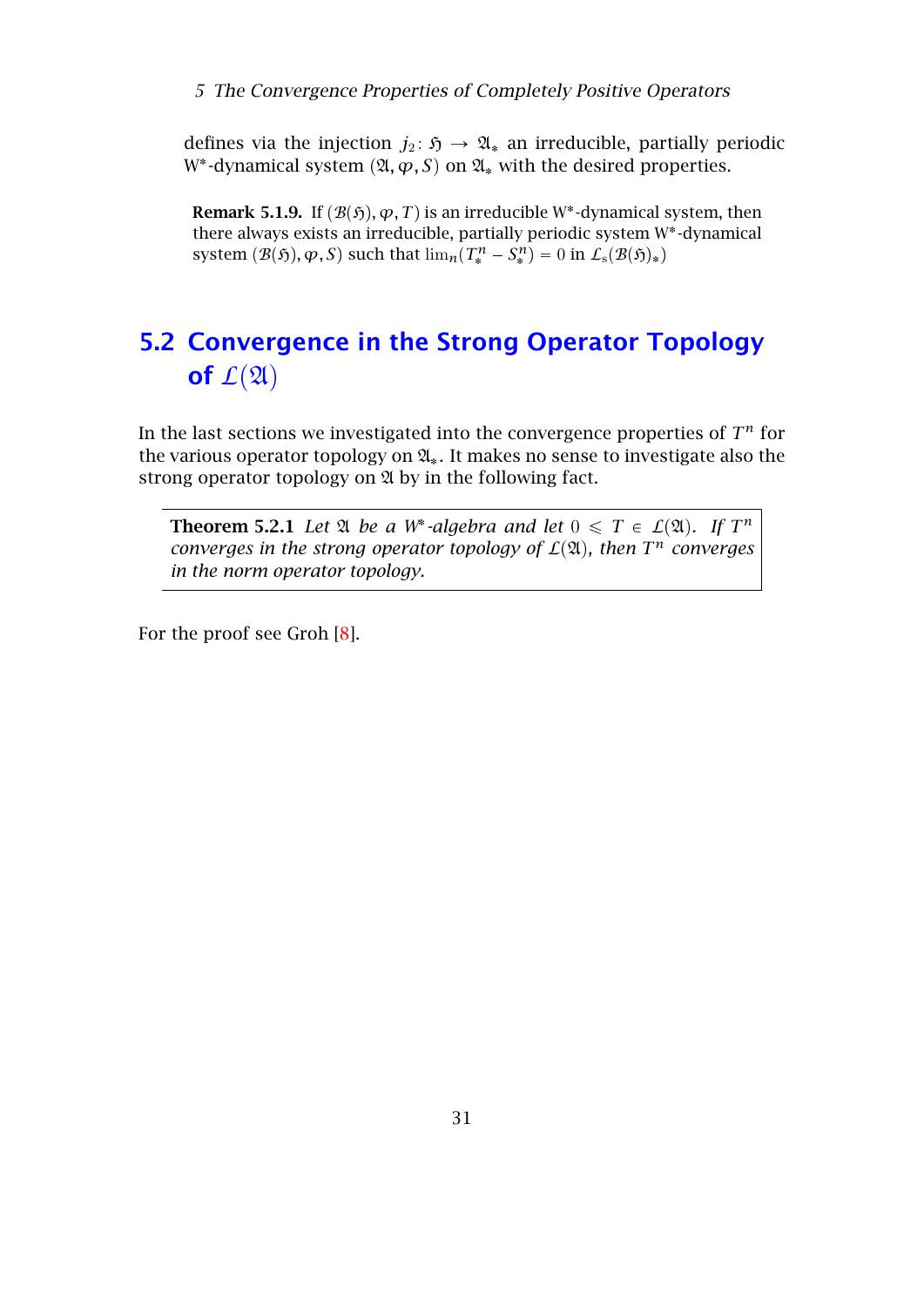defines via the injection $j_2 \colon \mathfrak{H} \to \mathfrak{A}_*$ an irreducible, partially periodic W*-dynamical system $(\mathfrak{A}, \varphi, S)$ on $\mathfrak{A}_*$ with the desired properties.

**Remark 5.1.9.** If $(\mathcal{B}(\mathfrak{H}), \varphi, T)$ is an irreducible W*-dynamical system, then there always exists an irreducible, partially periodic system W*-dynamical system $(\mathcal{B}(\mathfrak{H}), \varphi, S)$ such that $\lim_n (T_*^n - S_*^n) = 0$ in $\mathcal{L}_s(\mathcal{B}(\mathfrak{H})_*)$

## 5.2 Convergence in the Strong Operator Topology of $\mathcal{L}(\mathfrak{A})$

In the last sections we investigated into the convergence properties of $T^n$ for the various operator topology on $\mathfrak{A}_*$. It makes no sense to investigate also the strong operator topology on $\mathfrak{A}$ by in the following fact.

**Theorem 5.2.1** *Let $\mathfrak{A}$ be a W*-algebra and let $0 \leqslant T \in \mathcal{L}(\mathfrak{A})$. If $T^n$ converges in the strong operator topology of $\mathcal{L}(\mathfrak{A})$, then $T^n$ converges in the norm operator topology.*

For the proof see Groh [8].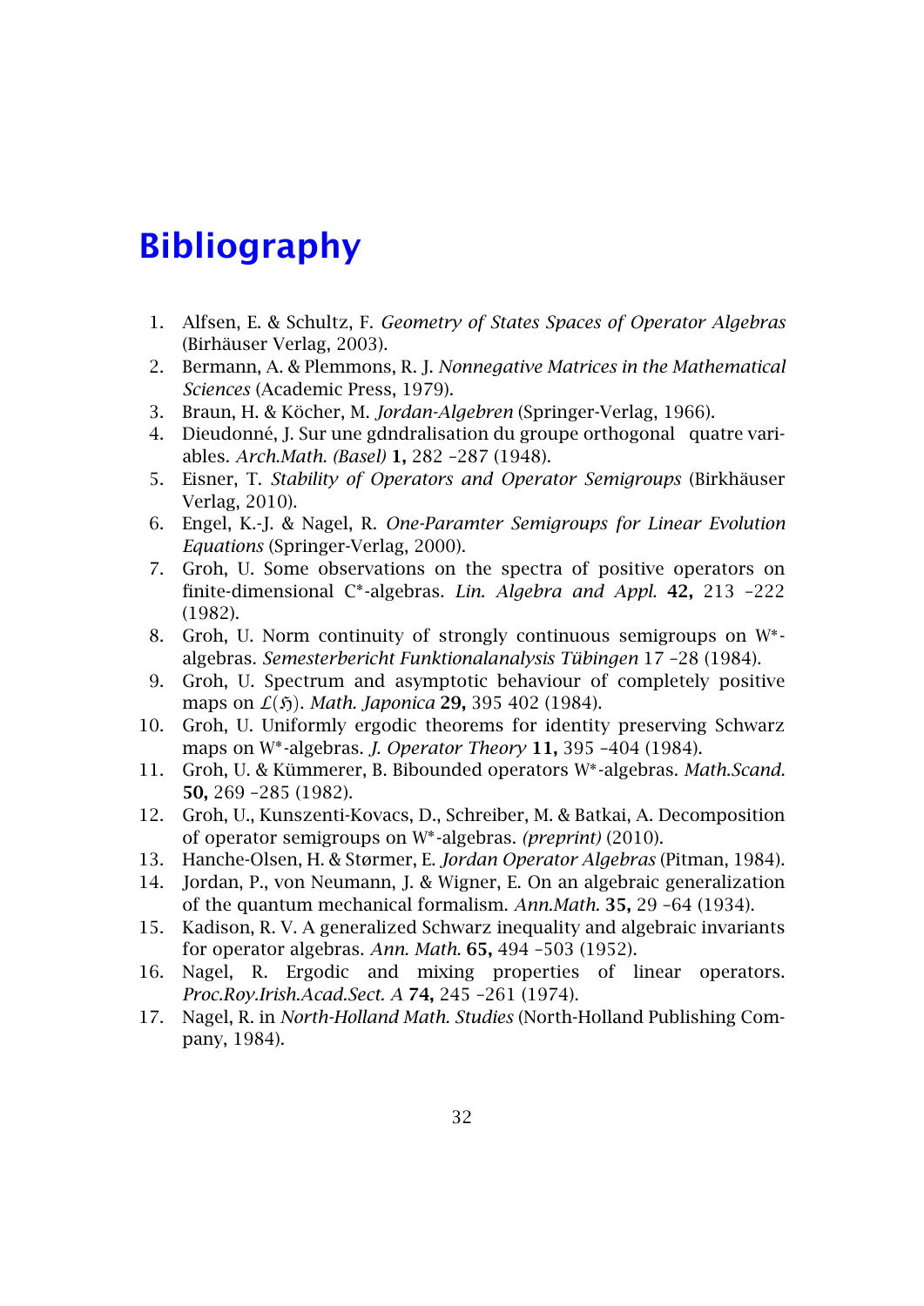# Bibliography

1. Alfsen, E. & Schultz, F. *Geometry of States Spaces of Operator Algebras* (Birhäuser Verlag, 2003).
2. Bermann, A. & Plemmons, R. J. *Nonnegative Matrices in the Mathematical Sciences* (Academic Press, 1979).
3. Braun, H. & Köcher, M. *Jordan-Algebren* (Springer-Verlag, 1966).
4. Dieudonné, J. Sur une gdndralisation du groupe orthogonal  quatre variables. *Arch.Math. (Basel)* **1,** 282 –287 (1948).
5. Eisner, T. *Stability of Operators and Operator Semigroups* (Birkhäuser Verlag, 2010).
6. Engel, K.-J. & Nagel, R. *One-Paramter Semigroups for Linear Evolution Equations* (Springer-Verlag, 2000).
7. Groh, U. Some observations on the spectra of positive operators on finite-dimensional C*-algebras. *Lin. Algebra and Appl.* **42,** 213 –222 (1982).
8. Groh, U. Norm continuity of strongly continuous semigroups on W*-algebras. *Semesterbericht Funktionalanalysis Tübingen* 17 –28 (1984).
9. Groh, U. Spectrum and asymptotic behaviour of completely positive maps on $\mathcal{L}(\mathfrak{H})$. *Math. Japonica* **29,** 395 402 (1984).
10. Groh, U. Uniformly ergodic theorems for identity preserving Schwarz maps on W*-algebras. *J. Operator Theory* **11,** 395 –404 (1984).
11. Groh, U. & Kümmerer, B. Bibounded operators W*-algebras. *Math.Scand.* **50,** 269 –285 (1982).
12. Groh, U., Kunszenti-Kovacs, D., Schreiber, M. & Batkai, A. Decomposition of operator semigroups on W*-algebras. *(preprint)* (2010).
13. Hanche-Olsen, H. & Størmer, E. *Jordan Operator Algebras* (Pitman, 1984).
14. Jordan, P., von Neumann, J. & Wigner, E. On an algebraic generalization of the quantum mechanical formalism. *Ann.Math.* **35,** 29 –64 (1934).
15. Kadison, R. V. A generalized Schwarz inequality and algebraic invariants for operator algebras. *Ann. Math.* **65,** 494 –503 (1952).
16. Nagel, R. Ergodic and mixing properties of linear operators. *Proc.Roy.Irish.Acad.Sect. A* **74,** 245 –261 (1974).
17. Nagel, R. in *North-Holland Math. Studies* (North-Holland Publishing Company, 1984).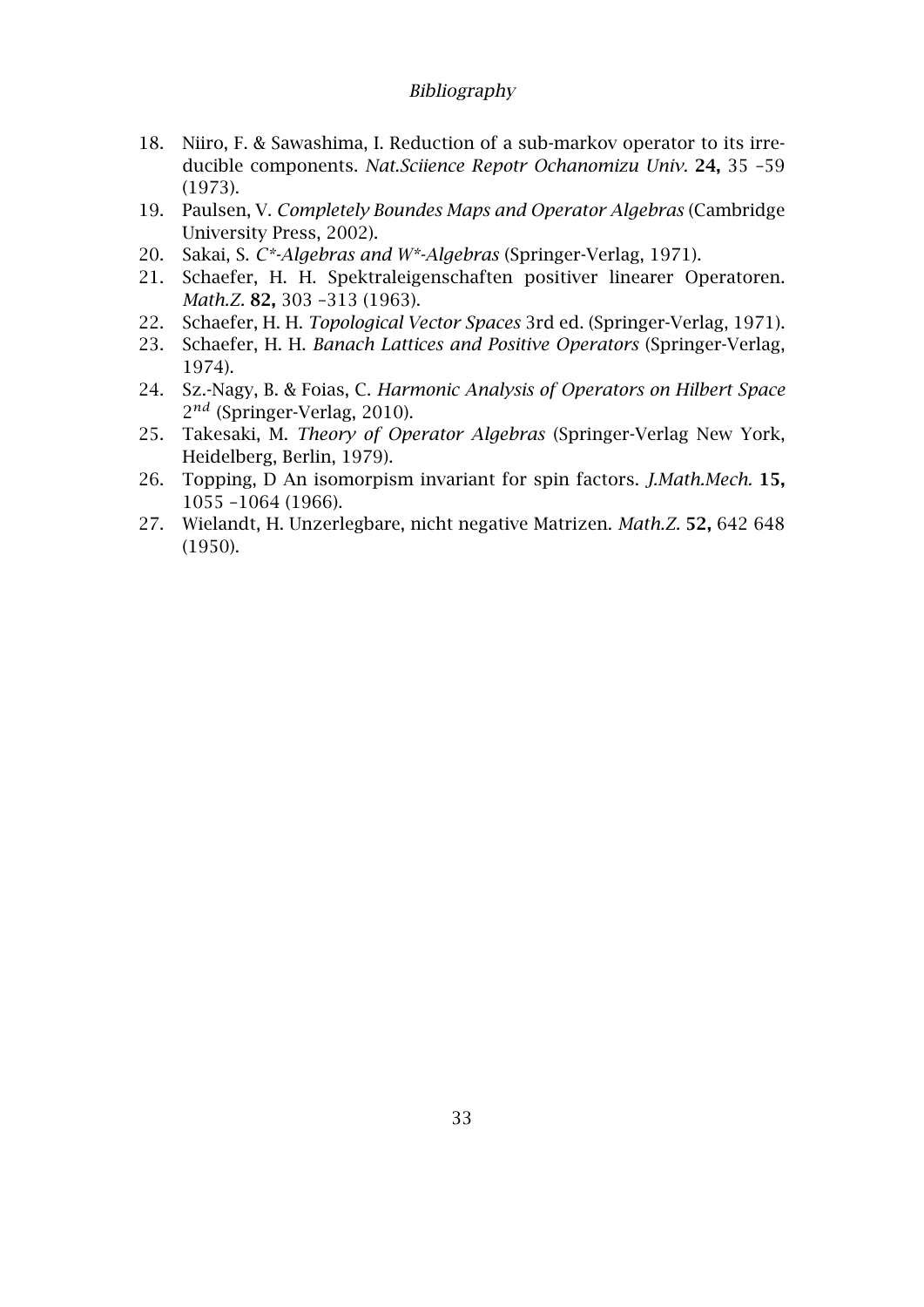18. Niiro, F. & Sawashima, I. Reduction of a sub-markov operator to its irreducible components. *Nat.Sciience Repotr Ochanomizu Univ.* **24,** 35 –59 (1973).
19. Paulsen, V. *Completely Boundes Maps and Operator Algebras* (Cambridge University Press, 2002).
20. Sakai, S. *C*-Algebras and W*-Algebras* (Springer-Verlag, 1971).
21. Schaefer, H. H. Spektraleigenschaften positiver linearer Operatoren. *Math.Z.* **82,** 303 –313 (1963).
22. Schaefer, H. H. *Topological Vector Spaces* 3rd ed. (Springer-Verlag, 1971).
23. Schaefer, H. H. *Banach Lattices and Positive Operators* (Springer-Verlag, 1974).
24. Sz.-Nagy, B. & Foias, C. *Harmonic Analysis of Operators on Hilbert Space* $2^{nd}$ (Springer-Verlag, 2010).
25. Takesaki, M. *Theory of Operator Algebras* (Springer-Verlag New York, Heidelberg, Berlin, 1979).
26. Topping, D An isomorpism invariant for spin factors. *J.Math.Mech.* **15,** 1055 –1064 (1966).
27. Wielandt, H. Unzerlegbare, nicht negative Matrizen. *Math.Z.* **52,** 642 648 (1950).